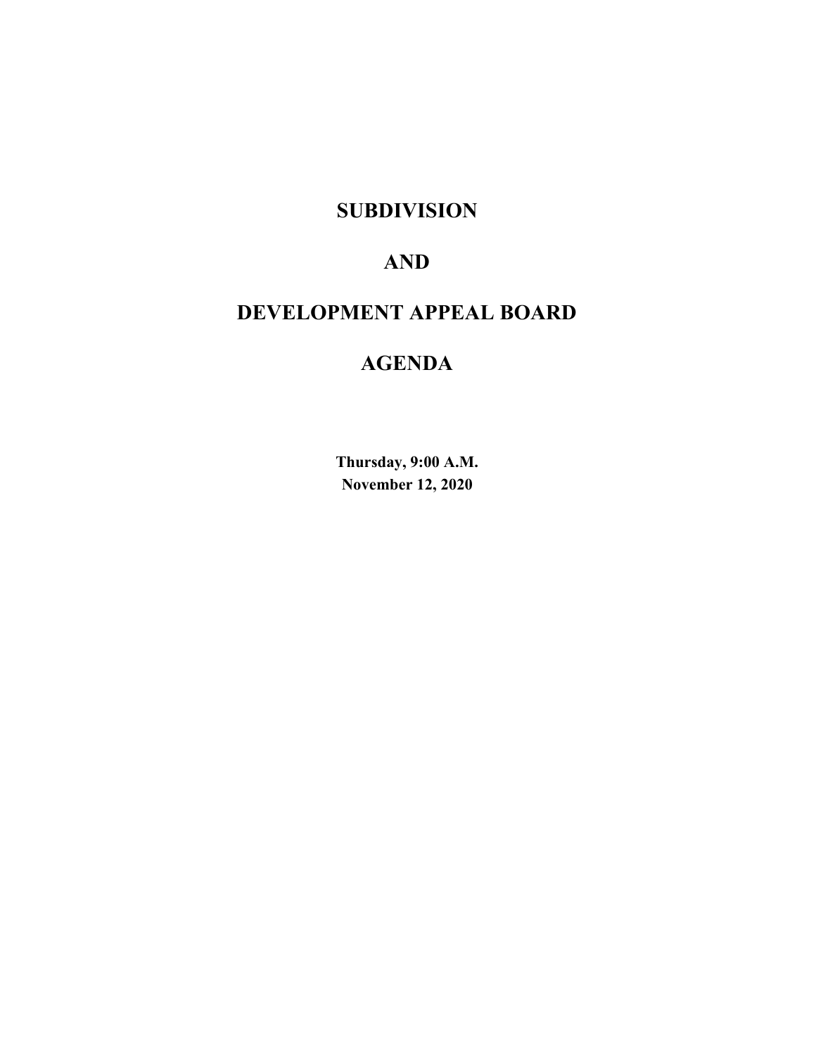# SUBDIVISION

# AND

# DEVELOPMENT APPEAL BOARD

# AGENDA

**Thursday, 9:00 A.M.**
**November 12, 2020**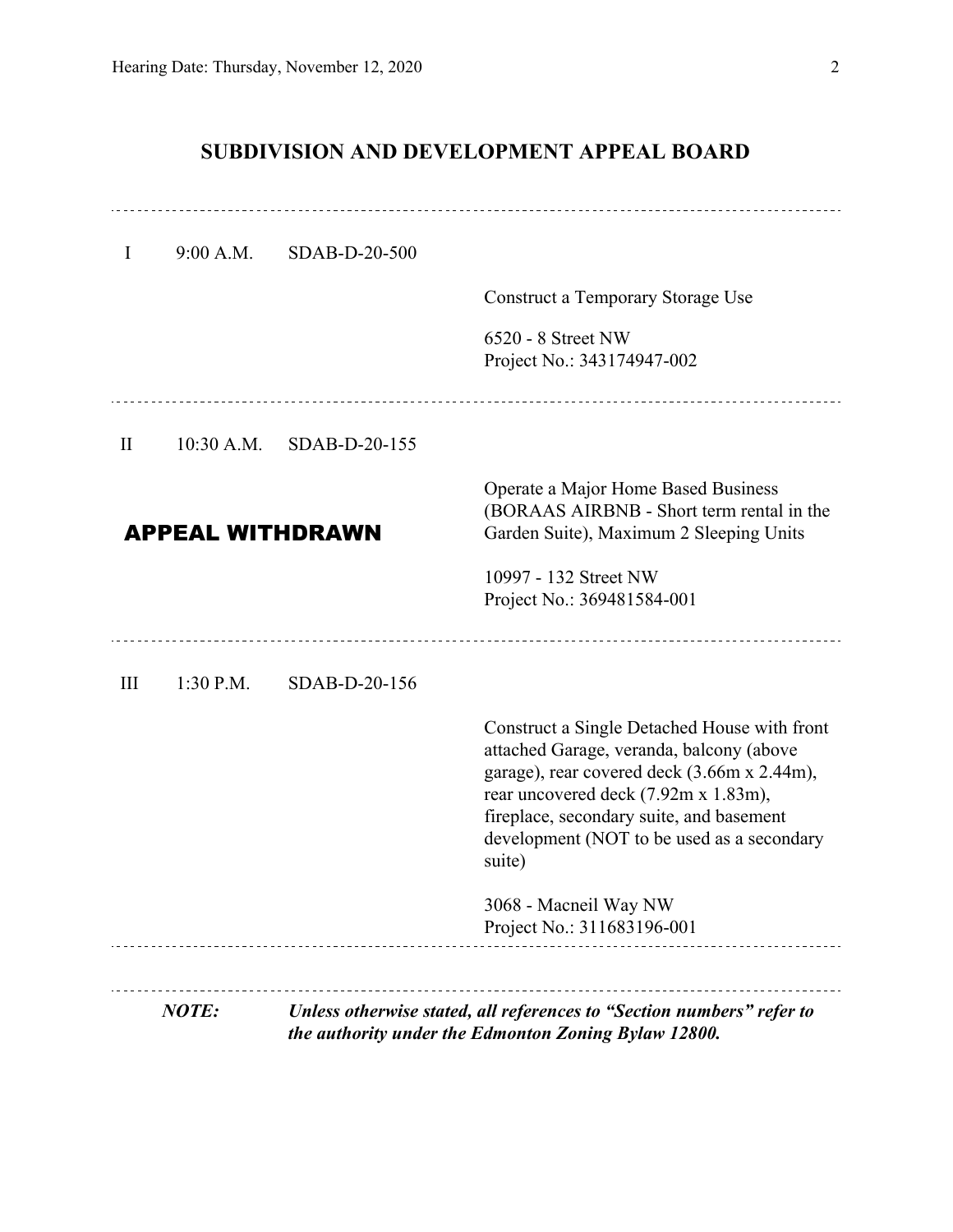## SUBDIVISION AND DEVELOPMENT APPEAL BOARD

---

I 9:00 A.M. SDAB-D-20-500

Construct a Temporary Storage Use

6520 - 8 Street NW
Project No.: 343174947-002

---

II 10:30 A.M. SDAB-D-20-155

**APPEAL WITHDRAWN**

Operate a Major Home Based Business (BORAAS AIRBNB - Short term rental in the Garden Suite), Maximum 2 Sleeping Units

10997 - 132 Street NW
Project No.: 369481584-001

---

III 1:30 P.M. SDAB-D-20-156

Construct a Single Detached House with front attached Garage, veranda, balcony (above garage), rear covered deck (3.66m x 2.44m), rear uncovered deck (7.92m x 1.83m), fireplace, secondary suite, and basement development (NOT to be used as a secondary suite)

3068 - Macneil Way NW
Project No.: 311683196-001

---

***NOTE: Unless otherwise stated, all references to "Section numbers" refer to the authority under the Edmonton Zoning Bylaw 12800.***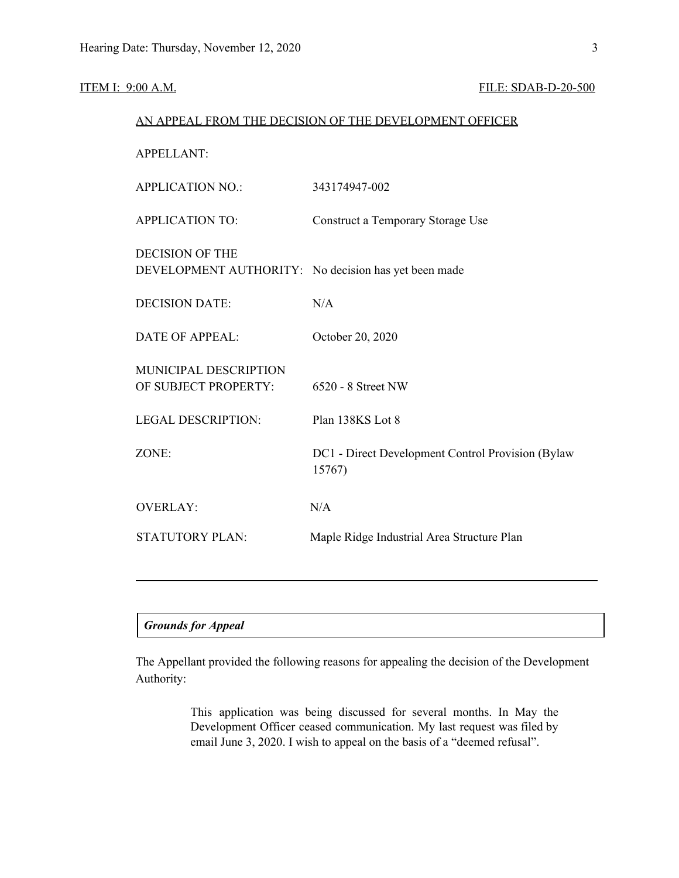ITEM I: 9:00 A.M. FILE: SDAB-D-20-500

AN APPEAL FROM THE DECISION OF THE DEVELOPMENT OFFICER

APPELLANT:

| | |
|---|---|
| APPLICATION NO.: | 343174947-002 |
| APPLICATION TO: | Construct a Temporary Storage Use |
| DECISION OF THE DEVELOPMENT AUTHORITY: | No decision has yet been made |
| DECISION DATE: | N/A |
| DATE OF APPEAL: | October 20, 2020 |
| MUNICIPAL DESCRIPTION OF SUBJECT PROPERTY: | 6520 - 8 Street NW |
| LEGAL DESCRIPTION: | Plan 138KS Lot 8 |
| ZONE: | DC1 - Direct Development Control Provision (Bylaw 15767) |
| OVERLAY: | N/A |
| STATUTORY PLAN: | Maple Ridge Industrial Area Structure Plan |

---

***Grounds for Appeal***

The Appellant provided the following reasons for appealing the decision of the Development Authority:

> This application was being discussed for several months. In May the Development Officer ceased communication. My last request was filed by email June 3, 2020. I wish to appeal on the basis of a "deemed refusal".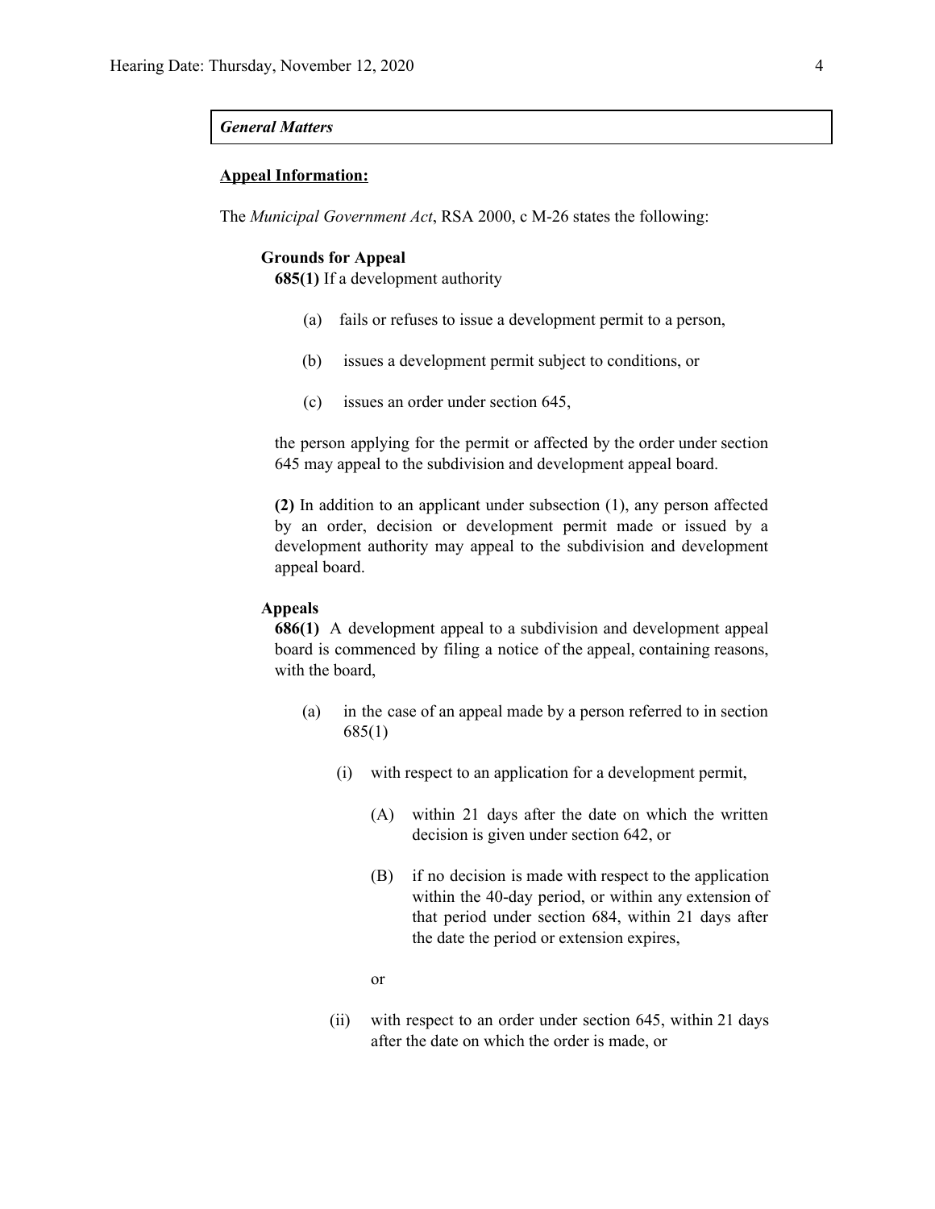***General Matters***

**<u>Appeal Information:</u>**

The *Municipal Government Act*, RSA 2000, c M-26 states the following:

**Grounds for Appeal**

**685(1)** If a development authority

(a) fails or refuses to issue a development permit to a person,

(b) issues a development permit subject to conditions, or

(c) issues an order under section 645,

the person applying for the permit or affected by the order under section 645 may appeal to the subdivision and development appeal board.

**(2)** In addition to an applicant under subsection (1), any person affected by an order, decision or development permit made or issued by a development authority may appeal to the subdivision and development appeal board.

**Appeals**

**686(1)** A development appeal to a subdivision and development appeal board is commenced by filing a notice of the appeal, containing reasons, with the board,

(a) in the case of an appeal made by a person referred to in section 685(1)

(i) with respect to an application for a development permit,

(A) within 21 days after the date on which the written decision is given under section 642, or

(B) if no decision is made with respect to the application within the 40-day period, or within any extension of that period under section 684, within 21 days after the date the period or extension expires,

or

(ii) with respect to an order under section 645, within 21 days after the date on which the order is made, or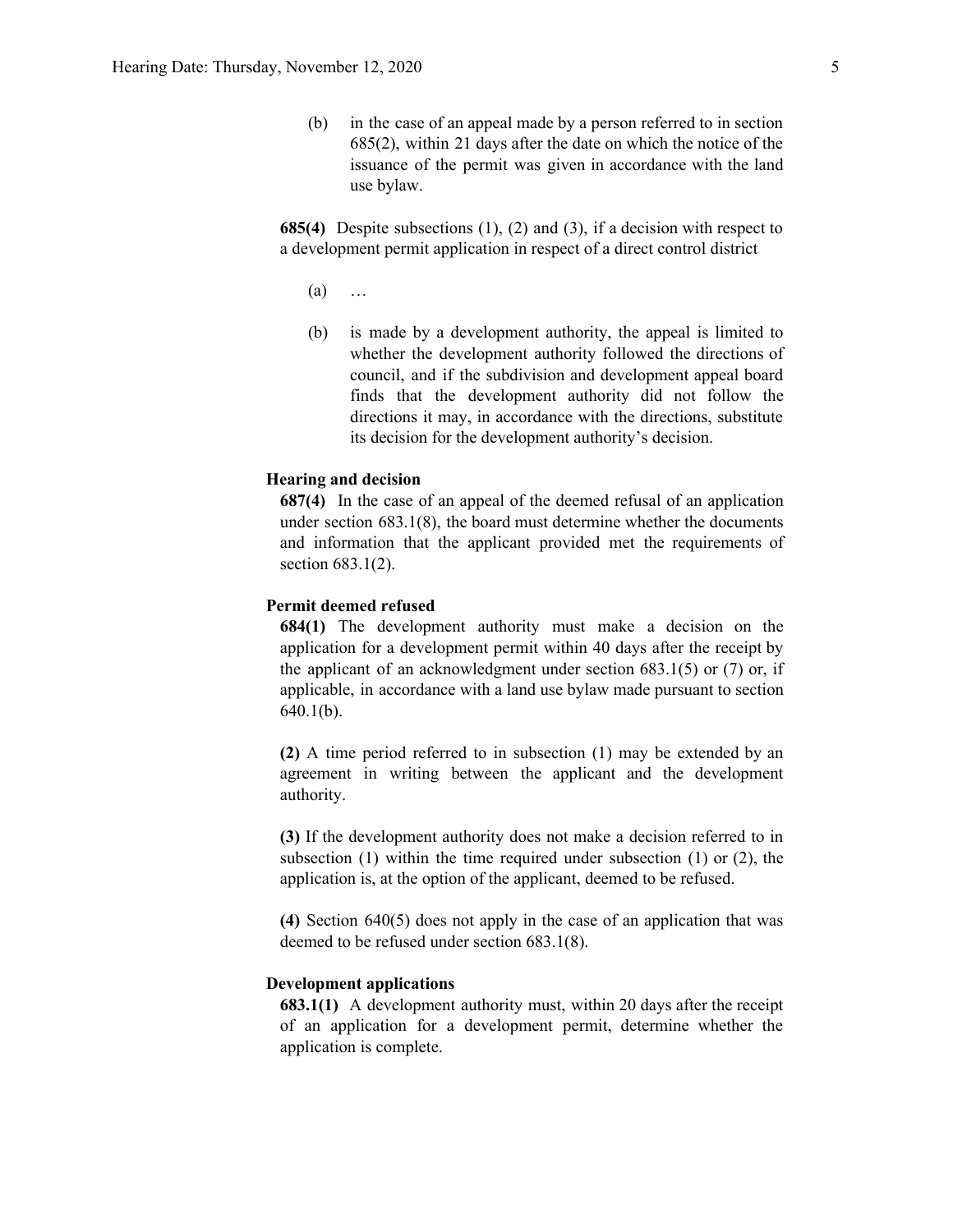(b) in the case of an appeal made by a person referred to in section 685(2), within 21 days after the date on which the notice of the issuance of the permit was given in accordance with the land use bylaw.

**685(4)** Despite subsections (1), (2) and (3), if a decision with respect to a development permit application in respect of a direct control district

(a) …

(b) is made by a development authority, the appeal is limited to whether the development authority followed the directions of council, and if the subdivision and development appeal board finds that the development authority did not follow the directions it may, in accordance with the directions, substitute its decision for the development authority's decision.

**Hearing and decision**

**687(4)** In the case of an appeal of the deemed refusal of an application under section 683.1(8), the board must determine whether the documents and information that the applicant provided met the requirements of section 683.1(2).

**Permit deemed refused**

**684(1)** The development authority must make a decision on the application for a development permit within 40 days after the receipt by the applicant of an acknowledgment under section 683.1(5) or (7) or, if applicable, in accordance with a land use bylaw made pursuant to section 640.1(b).

**(2)** A time period referred to in subsection (1) may be extended by an agreement in writing between the applicant and the development authority.

**(3)** If the development authority does not make a decision referred to in subsection (1) within the time required under subsection (1) or (2), the application is, at the option of the applicant, deemed to be refused.

**(4)** Section 640(5) does not apply in the case of an application that was deemed to be refused under section 683.1(8).

**Development applications**

**683.1(1)** A development authority must, within 20 days after the receipt of an application for a development permit, determine whether the application is complete.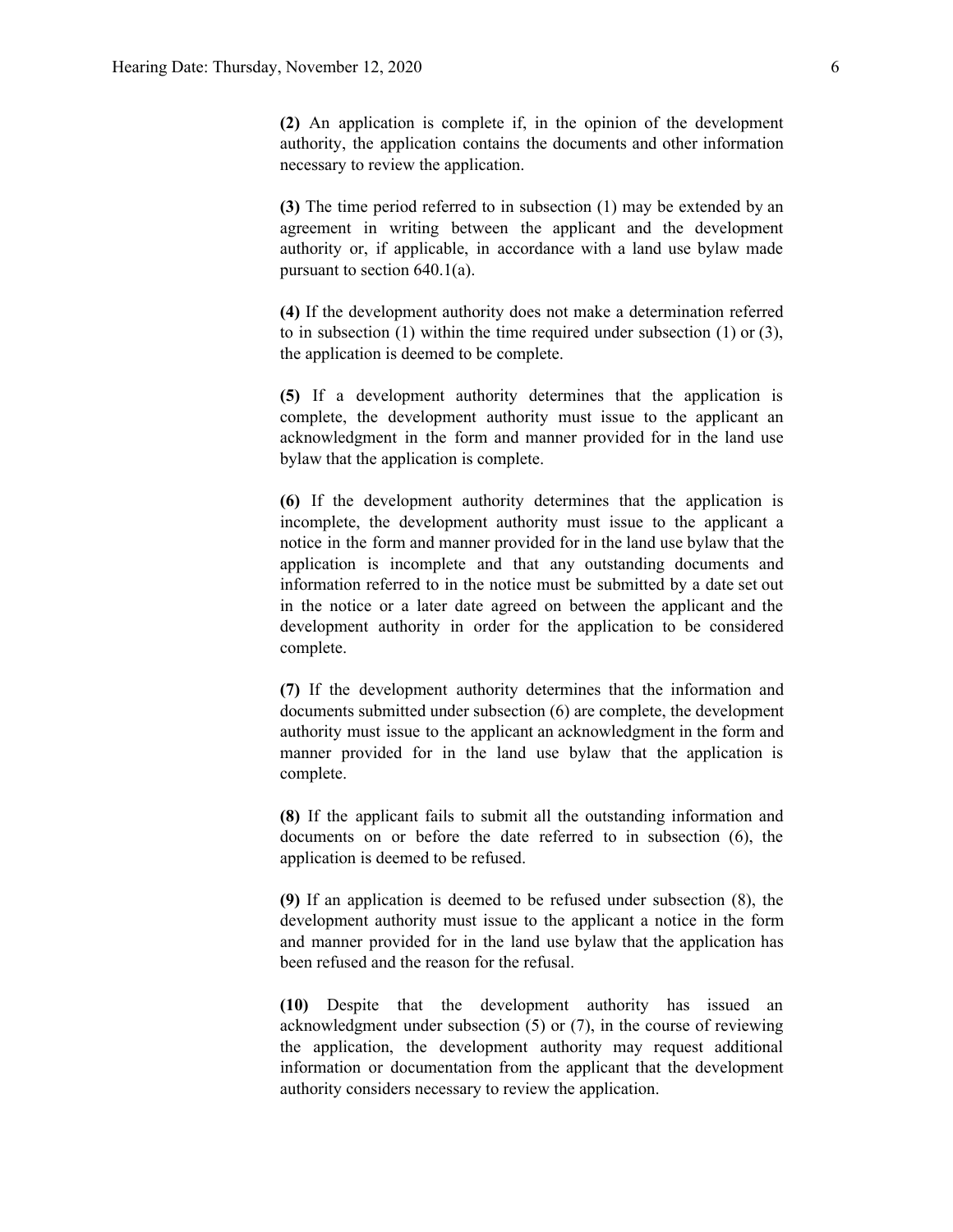**(2)** An application is complete if, in the opinion of the development authority, the application contains the documents and other information necessary to review the application.

**(3)** The time period referred to in subsection (1) may be extended by an agreement in writing between the applicant and the development authority or, if applicable, in accordance with a land use bylaw made pursuant to section 640.1(a).

**(4)** If the development authority does not make a determination referred to in subsection (1) within the time required under subsection (1) or (3), the application is deemed to be complete.

**(5)** If a development authority determines that the application is complete, the development authority must issue to the applicant an acknowledgment in the form and manner provided for in the land use bylaw that the application is complete.

**(6)** If the development authority determines that the application is incomplete, the development authority must issue to the applicant a notice in the form and manner provided for in the land use bylaw that the application is incomplete and that any outstanding documents and information referred to in the notice must be submitted by a date set out in the notice or a later date agreed on between the applicant and the development authority in order for the application to be considered complete.

**(7)** If the development authority determines that the information and documents submitted under subsection (6) are complete, the development authority must issue to the applicant an acknowledgment in the form and manner provided for in the land use bylaw that the application is complete.

**(8)** If the applicant fails to submit all the outstanding information and documents on or before the date referred to in subsection (6), the application is deemed to be refused.

**(9)** If an application is deemed to be refused under subsection (8), the development authority must issue to the applicant a notice in the form and manner provided for in the land use bylaw that the application has been refused and the reason for the refusal.

**(10)** Despite that the development authority has issued an acknowledgment under subsection (5) or (7), in the course of reviewing the application, the development authority may request additional information or documentation from the applicant that the development authority considers necessary to review the application.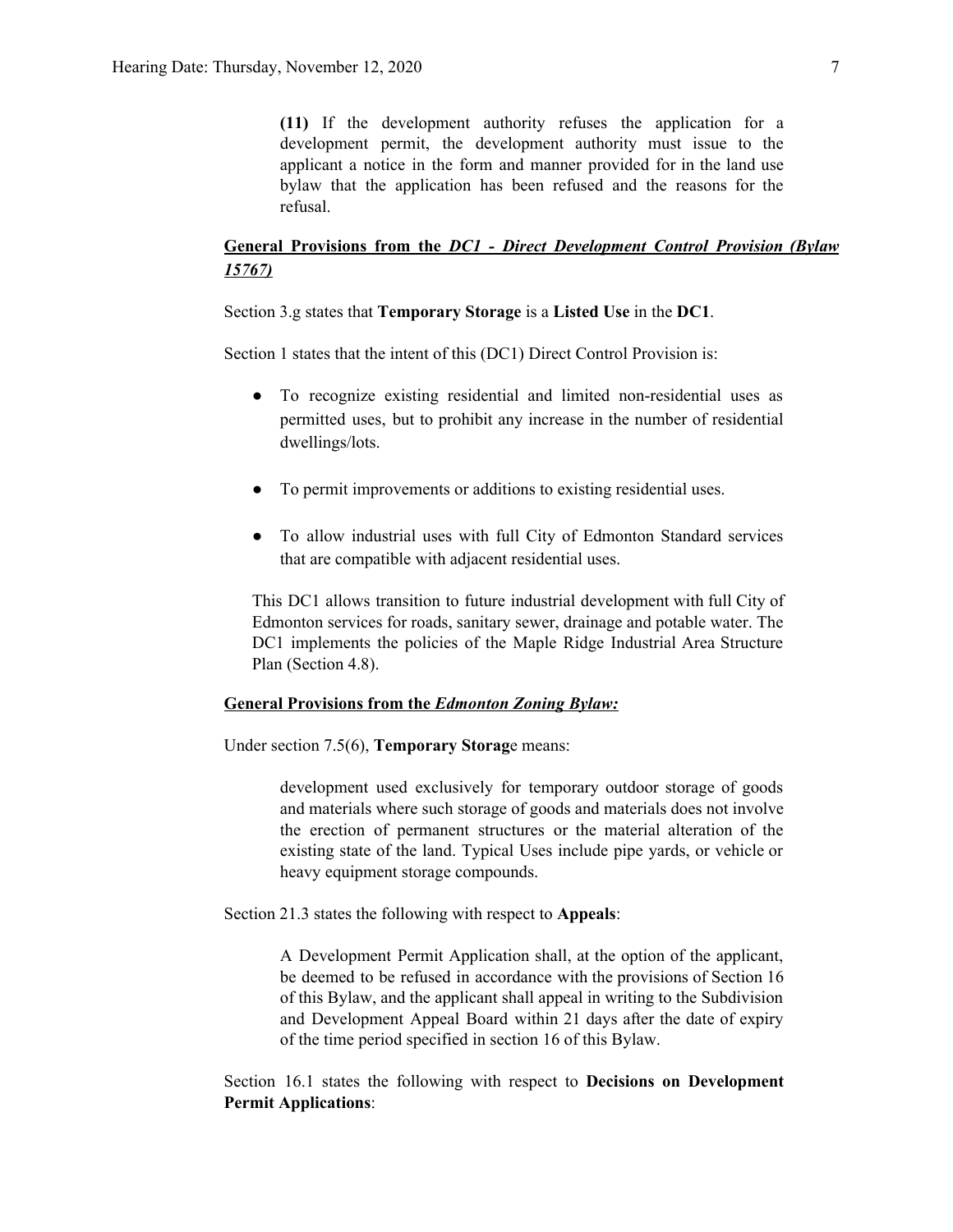**(11)** If the development authority refuses the application for a development permit, the development authority must issue to the applicant a notice in the form and manner provided for in the land use bylaw that the application has been refused and the reasons for the refusal.

**General Provisions from the *DC1 - Direct Development Control Provision (Bylaw 15767)***

Section 3.g states that **Temporary Storage** is a **Listed Use** in the **DC1**.

Section 1 states that the intent of this (DC1) Direct Control Provision is:

- To recognize existing residential and limited non-residential uses as permitted uses, but to prohibit any increase in the number of residential dwellings/lots.
- To permit improvements or additions to existing residential uses.
- To allow industrial uses with full City of Edmonton Standard services that are compatible with adjacent residential uses.

This DC1 allows transition to future industrial development with full City of Edmonton services for roads, sanitary sewer, drainage and potable water. The DC1 implements the policies of the Maple Ridge Industrial Area Structure Plan (Section 4.8).

**General Provisions from the *Edmonton Zoning Bylaw:***

Under section 7.5(6), **Temporary Storag**e means:

> development used exclusively for temporary outdoor storage of goods and materials where such storage of goods and materials does not involve the erection of permanent structures or the material alteration of the existing state of the land. Typical Uses include pipe yards, or vehicle or heavy equipment storage compounds.

Section 21.3 states the following with respect to **Appeals**:

> A Development Permit Application shall, at the option of the applicant, be deemed to be refused in accordance with the provisions of Section 16 of this Bylaw, and the applicant shall appeal in writing to the Subdivision and Development Appeal Board within 21 days after the date of expiry of the time period specified in section 16 of this Bylaw.

Section 16.1 states the following with respect to **Decisions on Development Permit Applications**: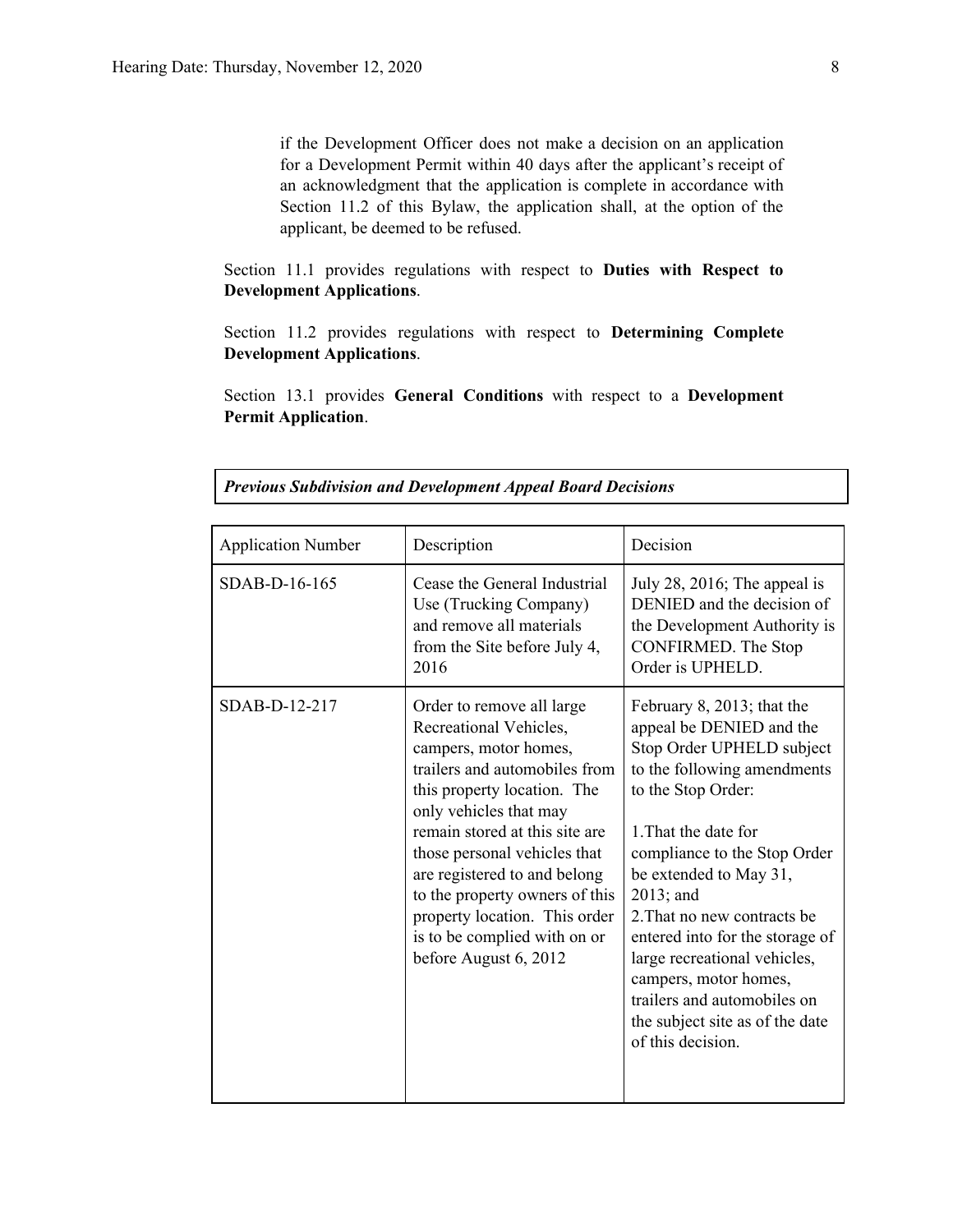if the Development Officer does not make a decision on an application for a Development Permit within 40 days after the applicant's receipt of an acknowledgment that the application is complete in accordance with Section 11.2 of this Bylaw, the application shall, at the option of the applicant, be deemed to be refused.

Section 11.1 provides regulations with respect to **Duties with Respect to Development Applications**.

Section 11.2 provides regulations with respect to **Determining Complete Development Applications**.

Section 13.1 provides **General Conditions** with respect to a **Development Permit Application**.

***Previous Subdivision and Development Appeal Board Decisions***

| Application Number | Description | Decision |
| --- | --- | --- |
| SDAB-D-16-165 | Cease the General Industrial Use (Trucking Company) and remove all materials from the Site before July 4, 2016 | July 28, 2016; The appeal is DENIED and the decision of the Development Authority is CONFIRMED. The Stop Order is UPHELD. |
| SDAB-D-12-217 | Order to remove all large Recreational Vehicles, campers, motor homes, trailers and automobiles from this property location. The only vehicles that may remain stored at this site are those personal vehicles that are registered to and belong to the property owners of this property location. This order is to be complied with on or before August 6, 2012 | February 8, 2013; that the appeal be DENIED and the Stop Order UPHELD subject to the following amendments to the Stop Order:<br><br>1.That the date for compliance to the Stop Order be extended to May 31, 2013; and<br>2.That no new contracts be entered into for the storage of large recreational vehicles, campers, motor homes, trailers and automobiles on the subject site as of the date of this decision. |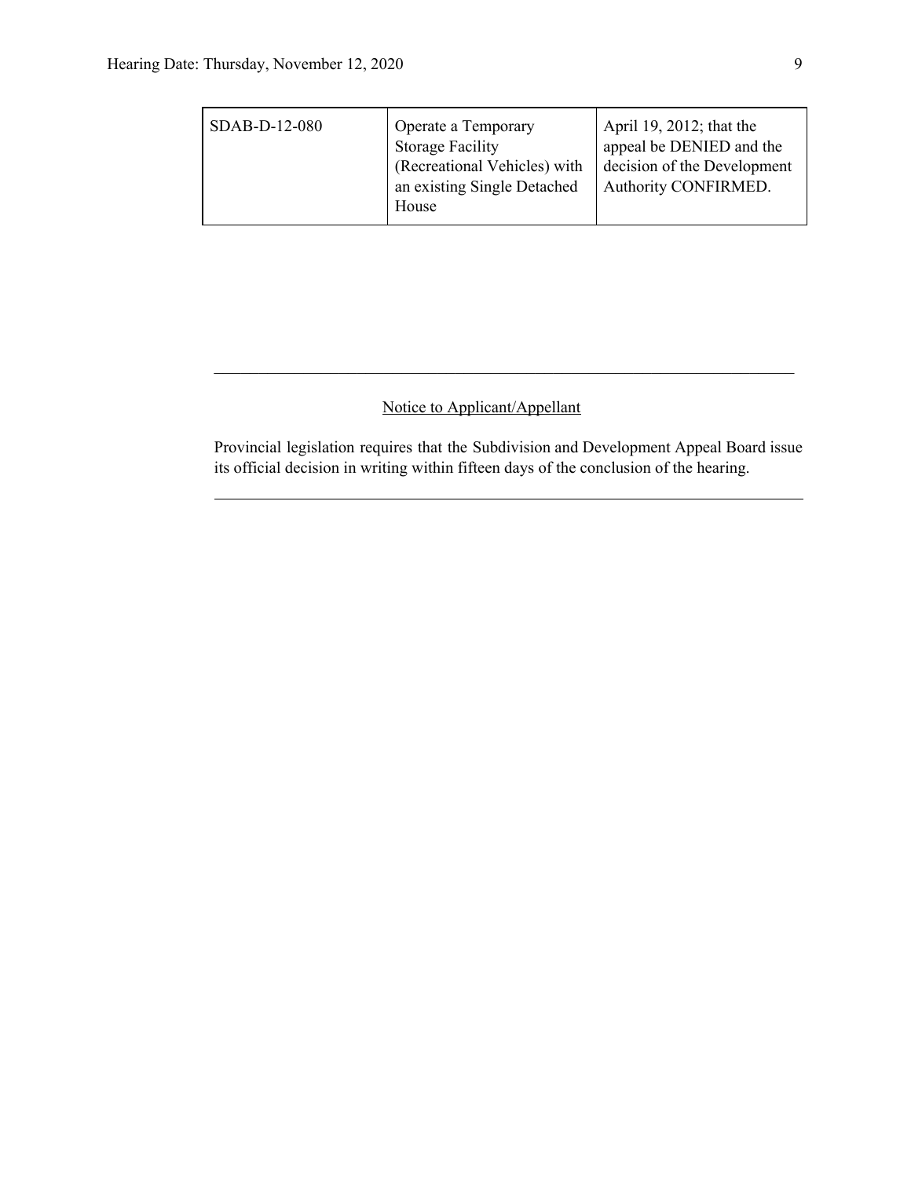| SDAB-D-12-080 | Operate a Temporary Storage Facility (Recreational Vehicles) with an existing Single Detached House | April 19, 2012; that the appeal be DENIED and the decision of the Development Authority CONFIRMED. |
|---|---|---|

---

Notice to Applicant/Appellant

Provincial legislation requires that the Subdivision and Development Appeal Board issue its official decision in writing within fifteen days of the conclusion of the hearing.

---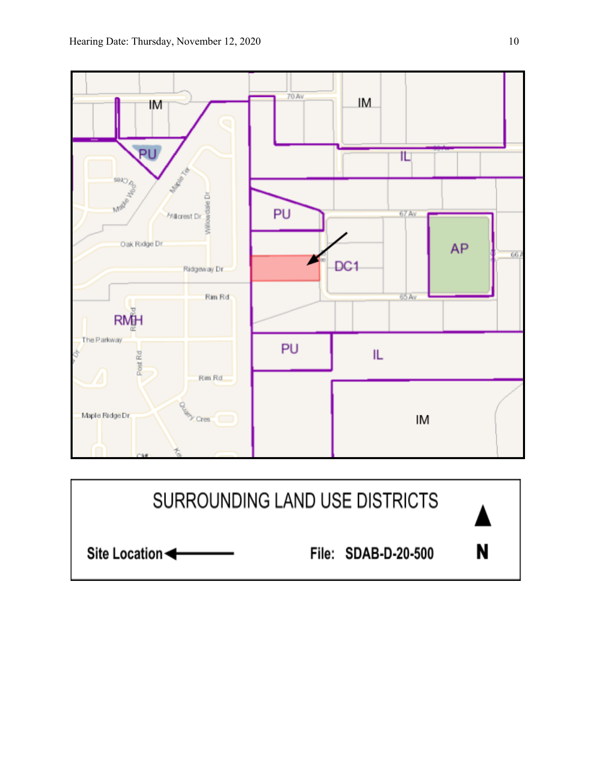SURROUNDING LAND USE DISTRICTS

Site Location ←

File: SDAB-D-20-500

N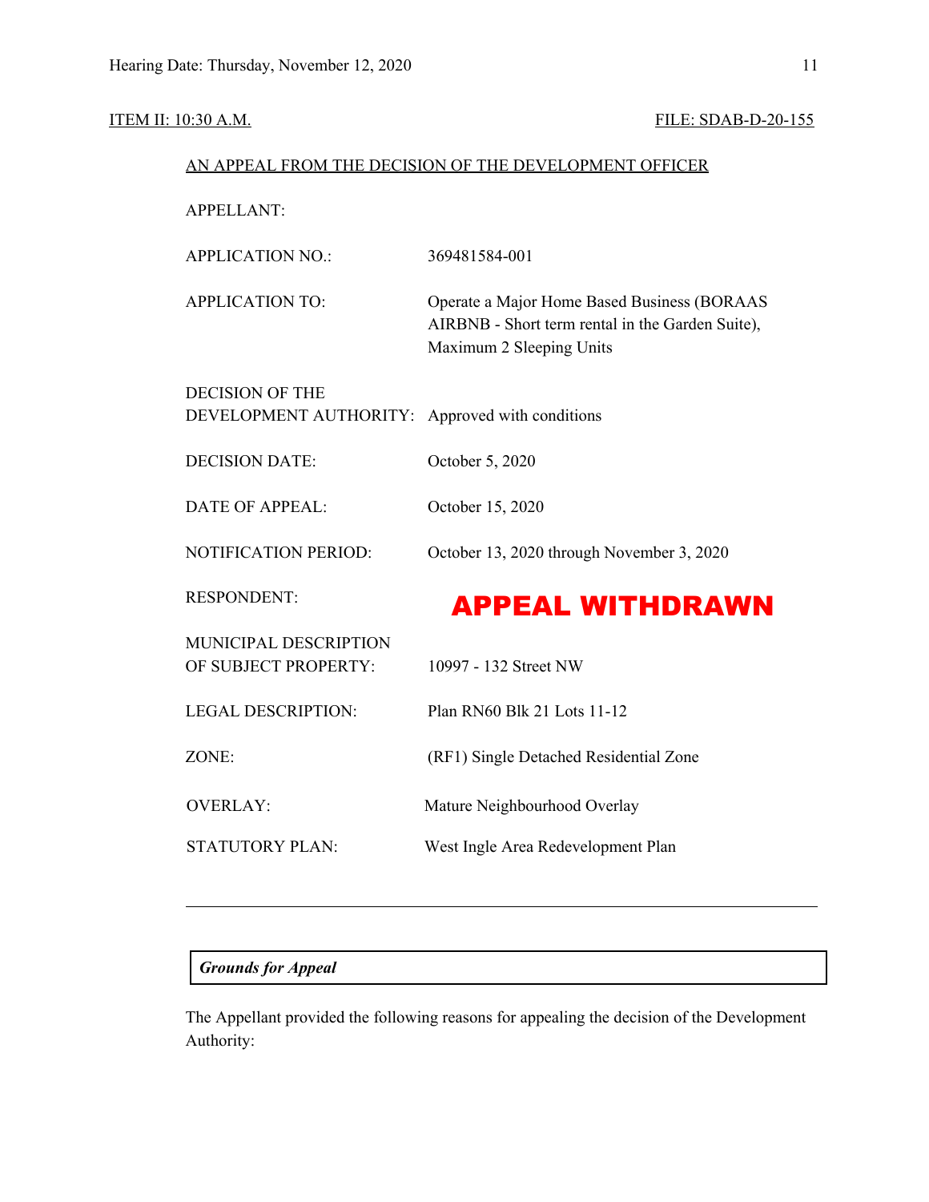ITEM II: 10:30 A.M. FILE: SDAB-D-20-155

AN APPEAL FROM THE DECISION OF THE DEVELOPMENT OFFICER

| | |
|---|---|
| APPELLANT: | |
| APPLICATION NO.: | 369481584-001 |
| APPLICATION TO: | Operate a Major Home Based Business (BORAAS AIRBNB - Short term rental in the Garden Suite), Maximum 2 Sleeping Units |
| DECISION OF THE DEVELOPMENT AUTHORITY: | Approved with conditions |
| DECISION DATE: | October 5, 2020 |
| DATE OF APPEAL: | October 15, 2020 |
| NOTIFICATION PERIOD: | October 13, 2020 through November 3, 2020 |
| RESPONDENT: | **APPEAL WITHDRAWN** |
| MUNICIPAL DESCRIPTION OF SUBJECT PROPERTY: | 10997 - 132 Street NW |
| LEGAL DESCRIPTION: | Plan RN60 Blk 21 Lots 11-12 |
| ZONE: | (RF1) Single Detached Residential Zone |
| OVERLAY: | Mature Neighbourhood Overlay |
| STATUTORY PLAN: | West Ingle Area Redevelopment Plan |

---

***Grounds for Appeal***

The Appellant provided the following reasons for appealing the decision of the Development Authority: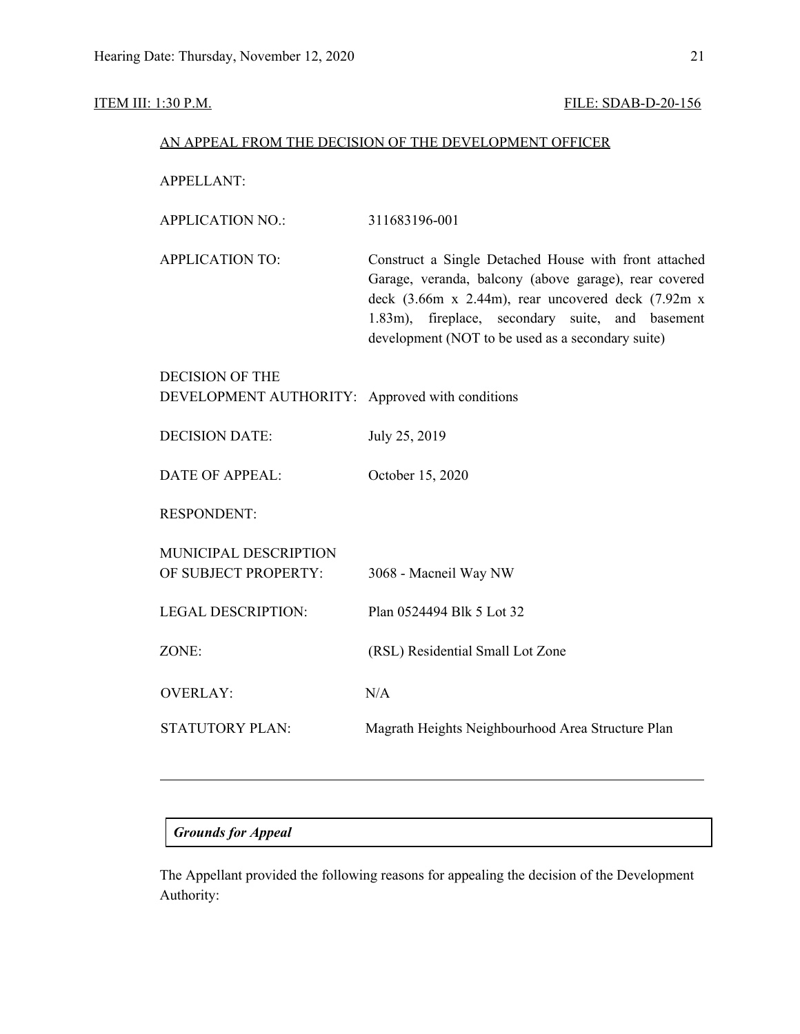ITEM III: 1:30 P.M. FILE: SDAB-D-20-156

AN APPEAL FROM THE DECISION OF THE DEVELOPMENT OFFICER

| | |
|---|---|
| APPELLANT: | |
| APPLICATION NO.: | 311683196-001 |
| APPLICATION TO: | Construct a Single Detached House with front attached Garage, veranda, balcony (above garage), rear covered deck (3.66m x 2.44m), rear uncovered deck (7.92m x 1.83m), fireplace, secondary suite, and basement development (NOT to be used as a secondary suite) |
| DECISION OF THE DEVELOPMENT AUTHORITY: | Approved with conditions |
| DECISION DATE: | July 25, 2019 |
| DATE OF APPEAL: | October 15, 2020 |
| RESPONDENT: | |
| MUNICIPAL DESCRIPTION OF SUBJECT PROPERTY: | 3068 - Macneil Way NW |
| LEGAL DESCRIPTION: | Plan 0524494 Blk 5 Lot 32 |
| ZONE: | (RSL) Residential Small Lot Zone |
| OVERLAY: | N/A |
| STATUTORY PLAN: | Magrath Heights Neighbourhood Area Structure Plan |

---

***Grounds for Appeal***

The Appellant provided the following reasons for appealing the decision of the Development Authority: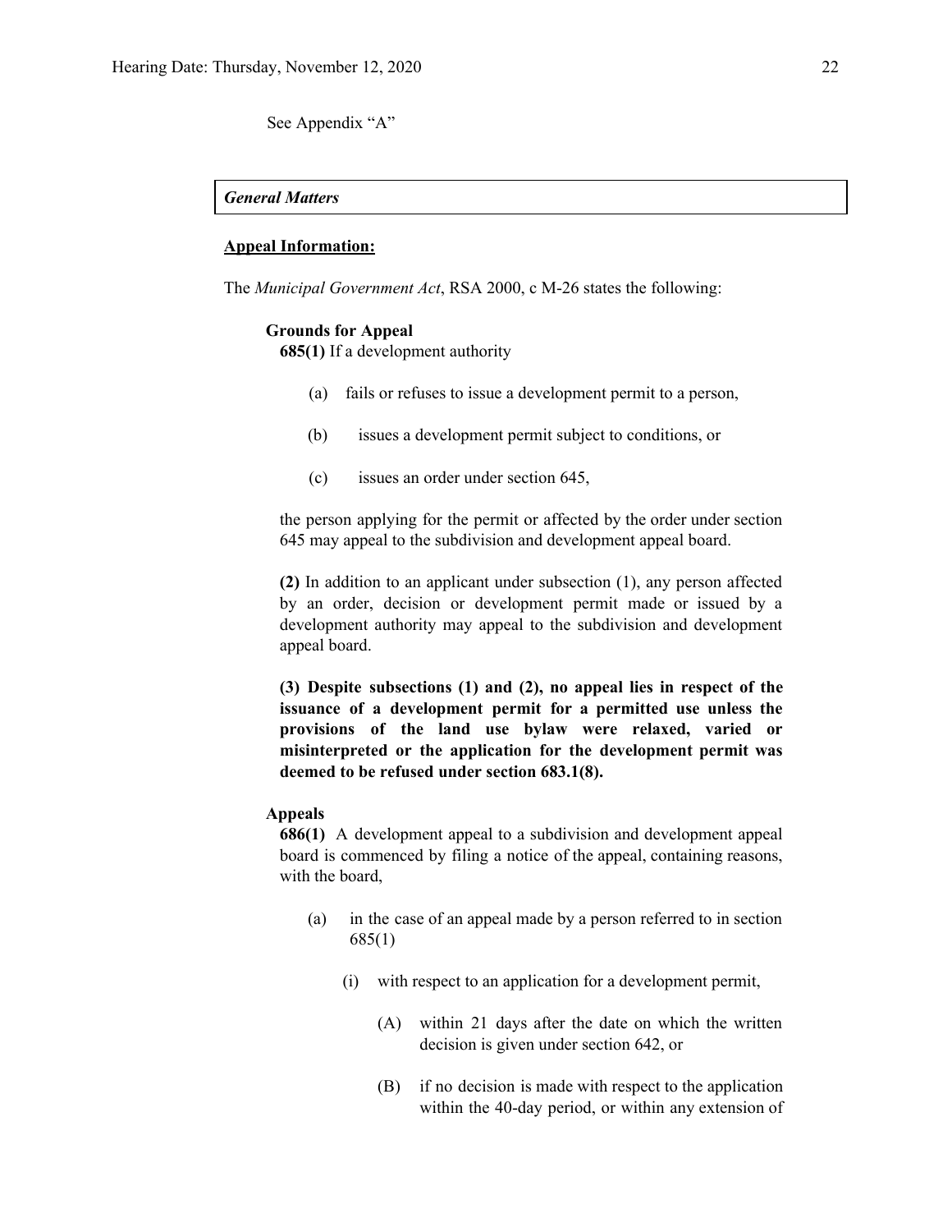See Appendix "A"

***General Matters***

**Appeal Information:**

The *Municipal Government Act*, RSA 2000, c M-26 states the following:

**Grounds for Appeal**

**685(1)** If a development authority

- (a) fails or refuses to issue a development permit to a person,
- (b) issues a development permit subject to conditions, or
- (c) issues an order under section 645,

the person applying for the permit or affected by the order under section 645 may appeal to the subdivision and development appeal board.

**(2)** In addition to an applicant under subsection (1), any person affected by an order, decision or development permit made or issued by a development authority may appeal to the subdivision and development appeal board.

**(3) Despite subsections (1) and (2), no appeal lies in respect of the issuance of a development permit for a permitted use unless the provisions of the land use bylaw were relaxed, varied or misinterpreted or the application for the development permit was deemed to be refused under section 683.1(8).**

**Appeals**

**686(1)** A development appeal to a subdivision and development appeal board is commenced by filing a notice of the appeal, containing reasons, with the board,

- (a) in the case of an appeal made by a person referred to in section 685(1)
  - (i) with respect to an application for a development permit,
    - (A) within 21 days after the date on which the written decision is given under section 642, or
    - (B) if no decision is made with respect to the application within the 40-day period, or within any extension of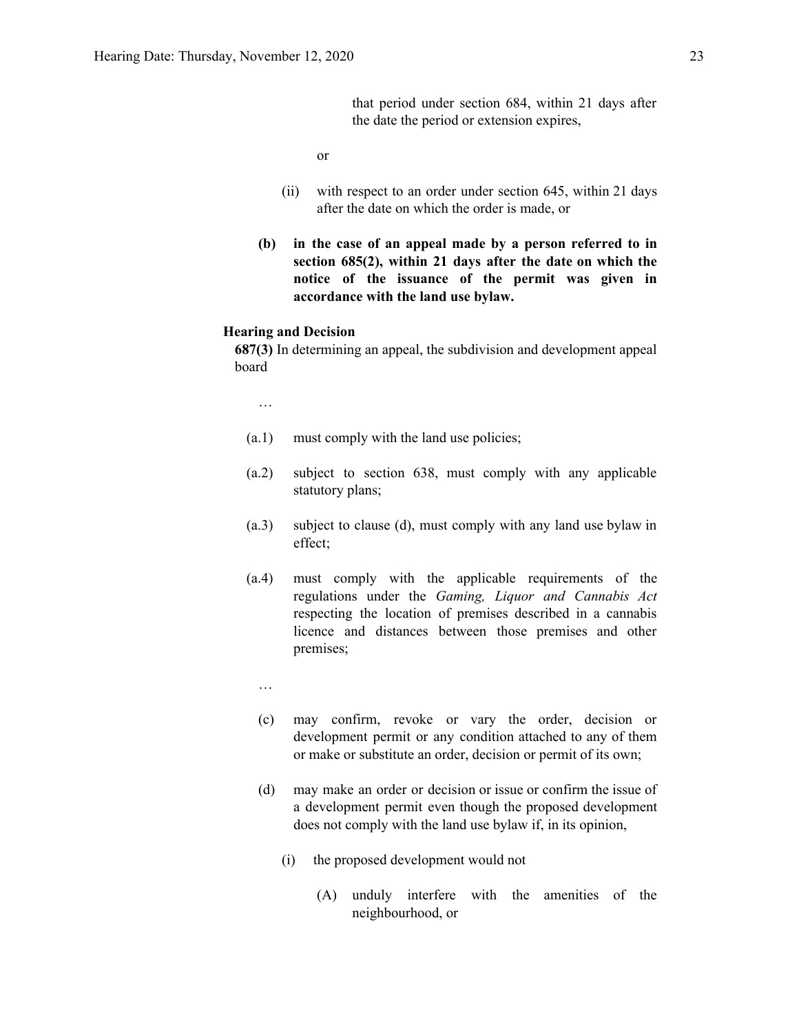that period under section 684, within 21 days after the date the period or extension expires,

or

(ii) with respect to an order under section 645, within 21 days after the date on which the order is made, or

**(b) in the case of an appeal made by a person referred to in section 685(2), within 21 days after the date on which the notice of the issuance of the permit was given in accordance with the land use bylaw.**

**Hearing and Decision**

**687(3)** In determining an appeal, the subdivision and development appeal board

…

(a.1) must comply with the land use policies;

(a.2) subject to section 638, must comply with any applicable statutory plans;

(a.3) subject to clause (d), must comply with any land use bylaw in effect;

(a.4) must comply with the applicable requirements of the regulations under the *Gaming, Liquor and Cannabis Act* respecting the location of premises described in a cannabis licence and distances between those premises and other premises;

…

(c) may confirm, revoke or vary the order, decision or development permit or any condition attached to any of them or make or substitute an order, decision or permit of its own;

(d) may make an order or decision or issue or confirm the issue of a development permit even though the proposed development does not comply with the land use bylaw if, in its opinion,

(i) the proposed development would not

(A) unduly interfere with the amenities of the neighbourhood, or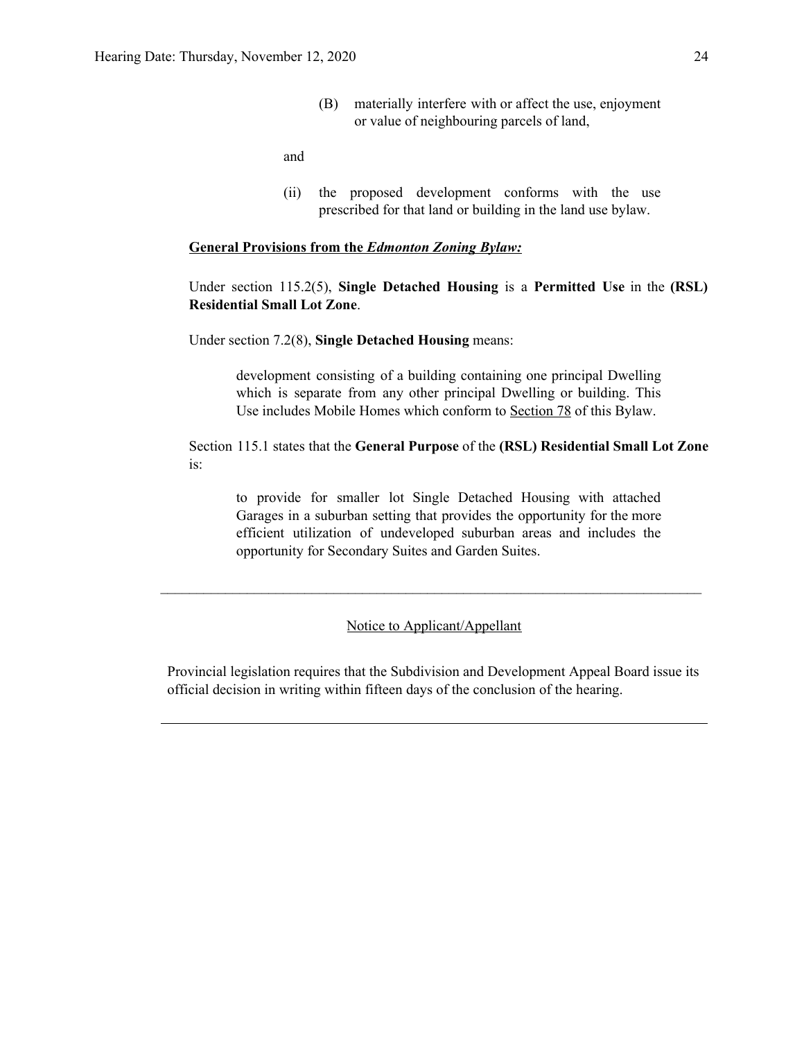(B) materially interfere with or affect the use, enjoyment or value of neighbouring parcels of land,

and

(ii) the proposed development conforms with the use prescribed for that land or building in the land use bylaw.

**General Provisions from the *Edmonton Zoning Bylaw:***

Under section 115.2(5), **Single Detached Housing** is a **Permitted Use** in the **(RSL) Residential Small Lot Zone**.

Under section 7.2(8), **Single Detached Housing** means:

> development consisting of a building containing one principal Dwelling which is separate from any other principal Dwelling or building. This Use includes Mobile Homes which conform to Section 78 of this Bylaw.

Section 115.1 states that the **General Purpose** of the **(RSL) Residential Small Lot Zone** is:

> to provide for smaller lot Single Detached Housing with attached Garages in a suburban setting that provides the opportunity for the more efficient utilization of undeveloped suburban areas and includes the opportunity for Secondary Suites and Garden Suites.

---

Notice to Applicant/Appellant

Provincial legislation requires that the Subdivision and Development Appeal Board issue its official decision in writing within fifteen days of the conclusion of the hearing.

---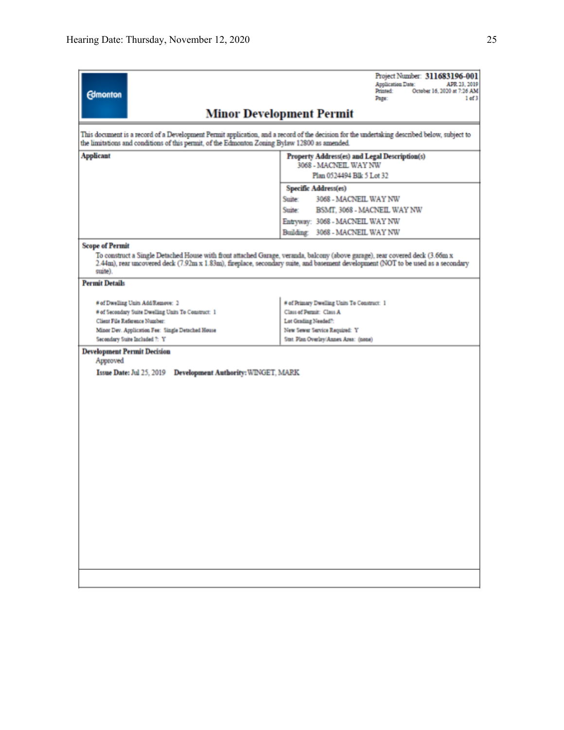Project Number: **311683196-001**
Application Date: APR 23, 2019
Printed: October 16, 2020 at 7:26 AM
Page: 1 of 3

Edmonton

# Minor Development Permit

This document is a record of a Development Permit application, and a record of the decision for the undertaking described below, subject to the limitations and conditions of this permit, of the Edmonton Zoning Bylaw 12800 as amended.

| **Applicant** | **Property Address(es) and Legal Description(s)** |
|---|---|
| | 3068 - MACNEIL WAY NW |
| | Plan 0524494 Blk 5 Lot 32 |
| | **Specific Address(es)** |
| | Suite: 3068 - MACNEIL WAY NW |
| | Suite: BSMT, 3068 - MACNEIL WAY NW |
| | Entryway: 3068 - MACNEIL WAY NW |
| | Building: 3068 - MACNEIL WAY NW |

**Scope of Permit**

To construct a Single Detached House with front attached Garage, veranda, balcony (above garage), rear covered deck (3.66m x 2.44m), rear uncovered deck (7.92m x 1.83m), fireplace, secondary suite, and basement development (NOT to be used as a secondary suite).

**Permit Details**

| | |
|---|---|
| # of Dwelling Units Add/Remove: 2 | # of Primary Dwelling Units To Construct: 1 |
| # of Secondary Suite Dwelling Units To Construct: 1 | Class of Permit: Class A |
| Client File Reference Number: | Lot Grading Needed?: |
| Minor Dev. Application Fee: Single Detached House | New Sewer Service Required: Y |
| Secondary Suite Included ?: Y | Stat. Plan Overlay/Annex Area: (none) |

**Development Permit Decision**

Approved

**Issue Date:** Jul 25, 2019 **Development Authority:** WINGET, MARK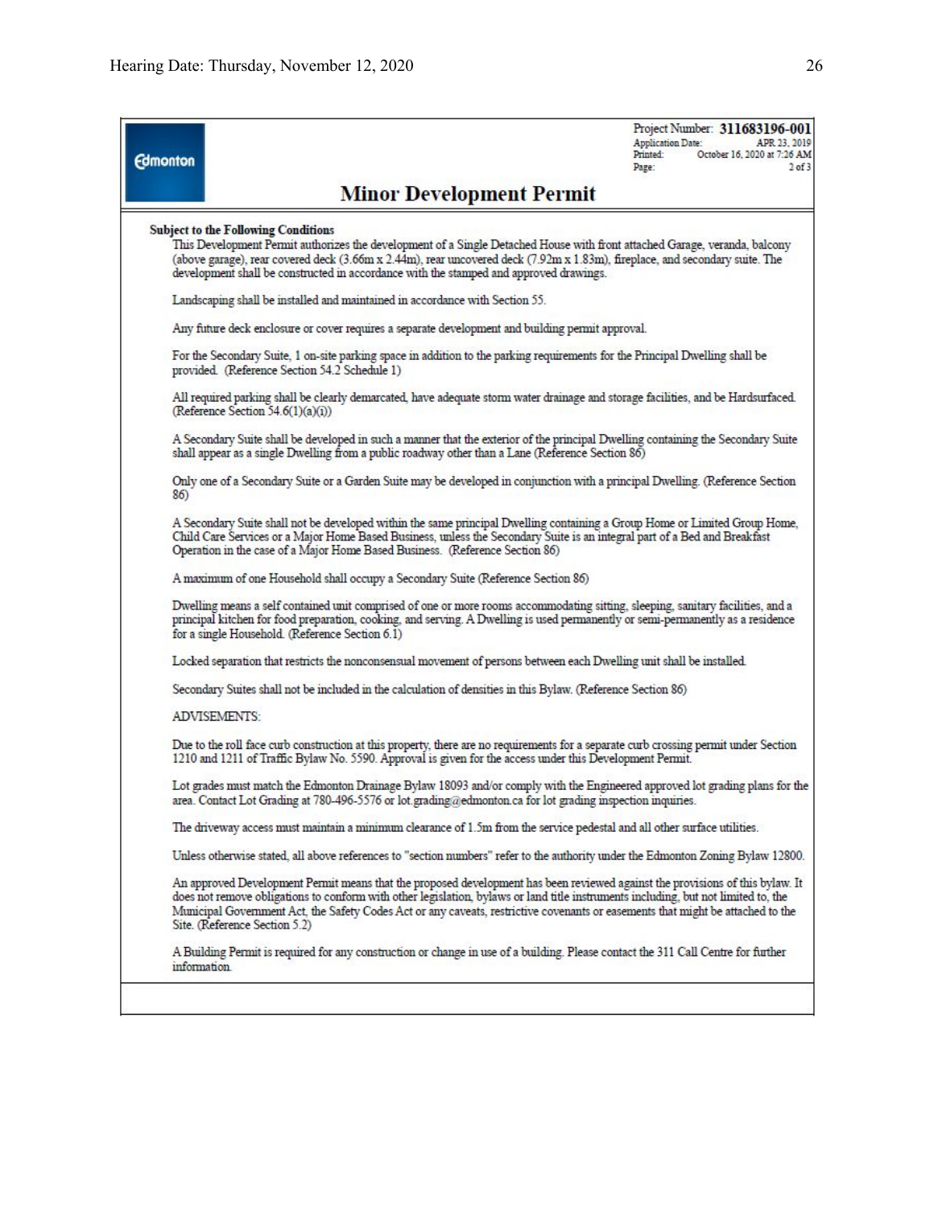Project Number: **311683196-001**
Application Date: APR 23, 2019
Printed: October 16, 2020 at 7:26 AM
Page: 2 of 3

Edmonton

# Minor Development Permit

**Subject to the Following Conditions**

This Development Permit authorizes the development of a Single Detached House with front attached Garage, veranda, balcony (above garage), rear covered deck (3.66m x 2.44m), rear uncovered deck (7.92m x 1.83m), fireplace, and secondary suite. The development shall be constructed in accordance with the stamped and approved drawings.

Landscaping shall be installed and maintained in accordance with Section 55.

Any future deck enclosure or cover requires a separate development and building permit approval.

For the Secondary Suite, 1 on-site parking space in addition to the parking requirements for the Principal Dwelling shall be provided. (Reference Section 54.2 Schedule 1)

All required parking shall be clearly demarcated, have adequate storm water drainage and storage facilities, and be Hardsurfaced. (Reference Section 54.6(1)(a)(i))

A Secondary Suite shall be developed in such a manner that the exterior of the principal Dwelling containing the Secondary Suite shall appear as a single Dwelling from a public roadway other than a Lane (Reference Section 86)

Only one of a Secondary Suite or a Garden Suite may be developed in conjunction with a principal Dwelling. (Reference Section 86)

A Secondary Suite shall not be developed within the same principal Dwelling containing a Group Home or Limited Group Home, Child Care Services or a Major Home Based Business, unless the Secondary Suite is an integral part of a Bed and Breakfast Operation in the case of a Major Home Based Business. (Reference Section 86)

A maximum of one Household shall occupy a Secondary Suite (Reference Section 86)

Dwelling means a self contained unit comprised of one or more rooms accommodating sitting, sleeping, sanitary facilities, and a principal kitchen for food preparation, cooking, and serving. A Dwelling is used permanently or semi-permanently as a residence for a single Household. (Reference Section 6.1)

Locked separation that restricts the nonconsensual movement of persons between each Dwelling unit shall be installed.

Secondary Suites shall not be included in the calculation of densities in this Bylaw. (Reference Section 86)

ADVISEMENTS:

Due to the roll face curb construction at this property, there are no requirements for a separate curb crossing permit under Section 1210 and 1211 of Traffic Bylaw No. 5590. Approval is given for the access under this Development Permit.

Lot grades must match the Edmonton Drainage Bylaw 18093 and/or comply with the Engineered approved lot grading plans for the area. Contact Lot Grading at 780-496-5576 or lot.grading@edmonton.ca for lot grading inspection inquiries.

The driveway access must maintain a minimum clearance of 1.5m from the service pedestal and all other surface utilities.

Unless otherwise stated, all above references to "section numbers" refer to the authority under the Edmonton Zoning Bylaw 12800.

An approved Development Permit means that the proposed development has been reviewed against the provisions of this bylaw. It does not remove obligations to conform with other legislation, bylaws or land title instruments including, but not limited to, the Municipal Government Act, the Safety Codes Act or any caveats, restrictive covenants or easements that might be attached to the Site. (Reference Section 5.2)

A Building Permit is required for any construction or change in use of a building. Please contact the 311 Call Centre for further information.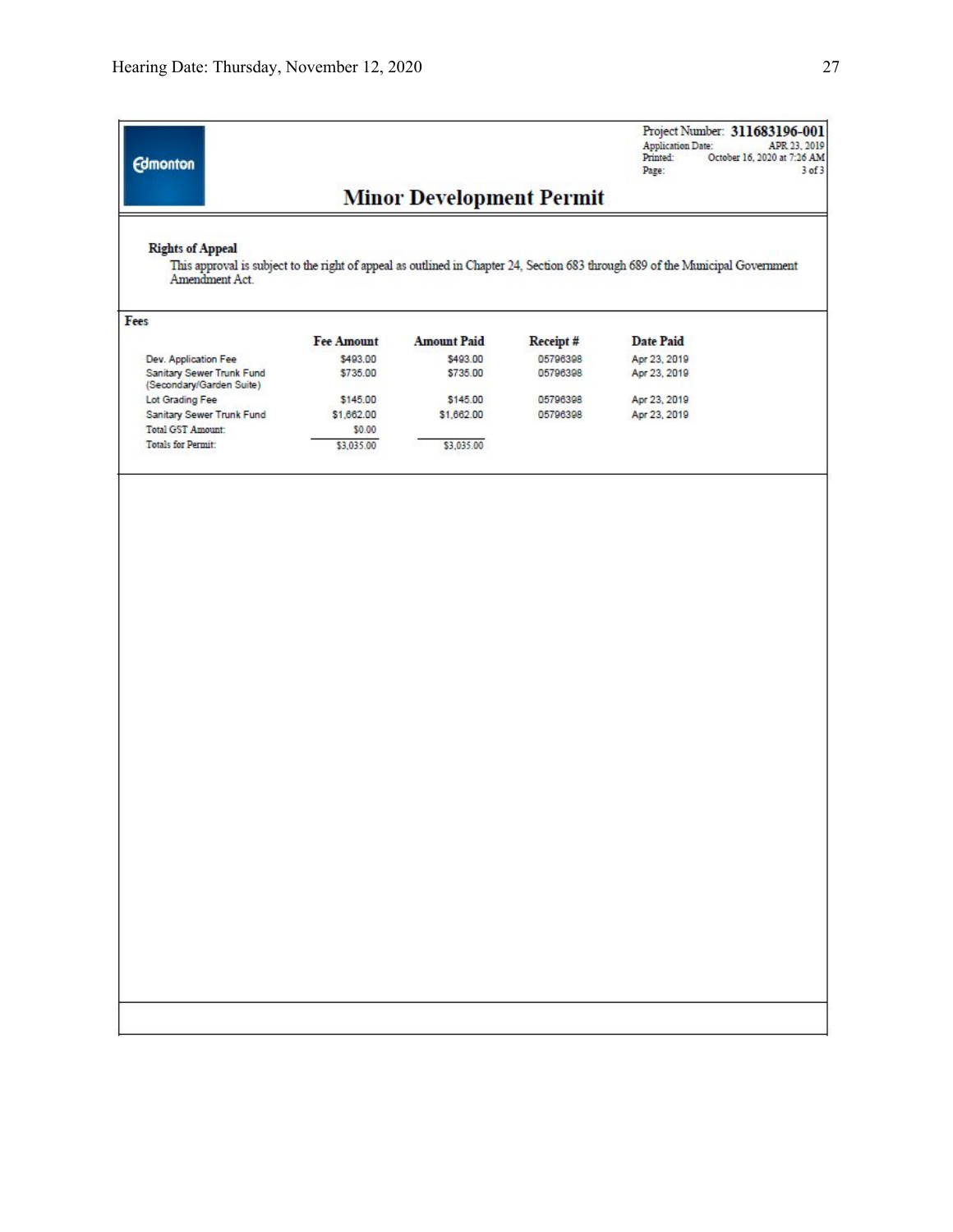Project Number: **311683196-001**
Application Date: APR 23, 2019
Printed: October 16, 2020 at 7:26 AM
Page: 3 of 3

Edmonton

## Minor Development Permit

**Rights of Appeal**

This approval is subject to the right of appeal as outlined in Chapter 24, Section 683 through 689 of the Municipal Government Amendment Act.

**Fees**

| | Fee Amount | Amount Paid | Receipt # | Date Paid |
|---|---|---|---|---|
| Dev. Application Fee | $493.00 | $493.00 | 05796398 | Apr 23, 2019 |
| Sanitary Sewer Trunk Fund (Secondary/Garden Suite) | $735.00 | $735.00 | 05796398 | Apr 23, 2019 |
| Lot Grading Fee | $145.00 | $145.00 | 05796398 | Apr 23, 2019 |
| Sanitary Sewer Trunk Fund | $1,662.00 | $1,662.00 | 05796398 | Apr 23, 2019 |
| Total GST Amount: | $0.00 | | | |
| Totals for Permit: | $3,035.00 | $3,035.00 | | |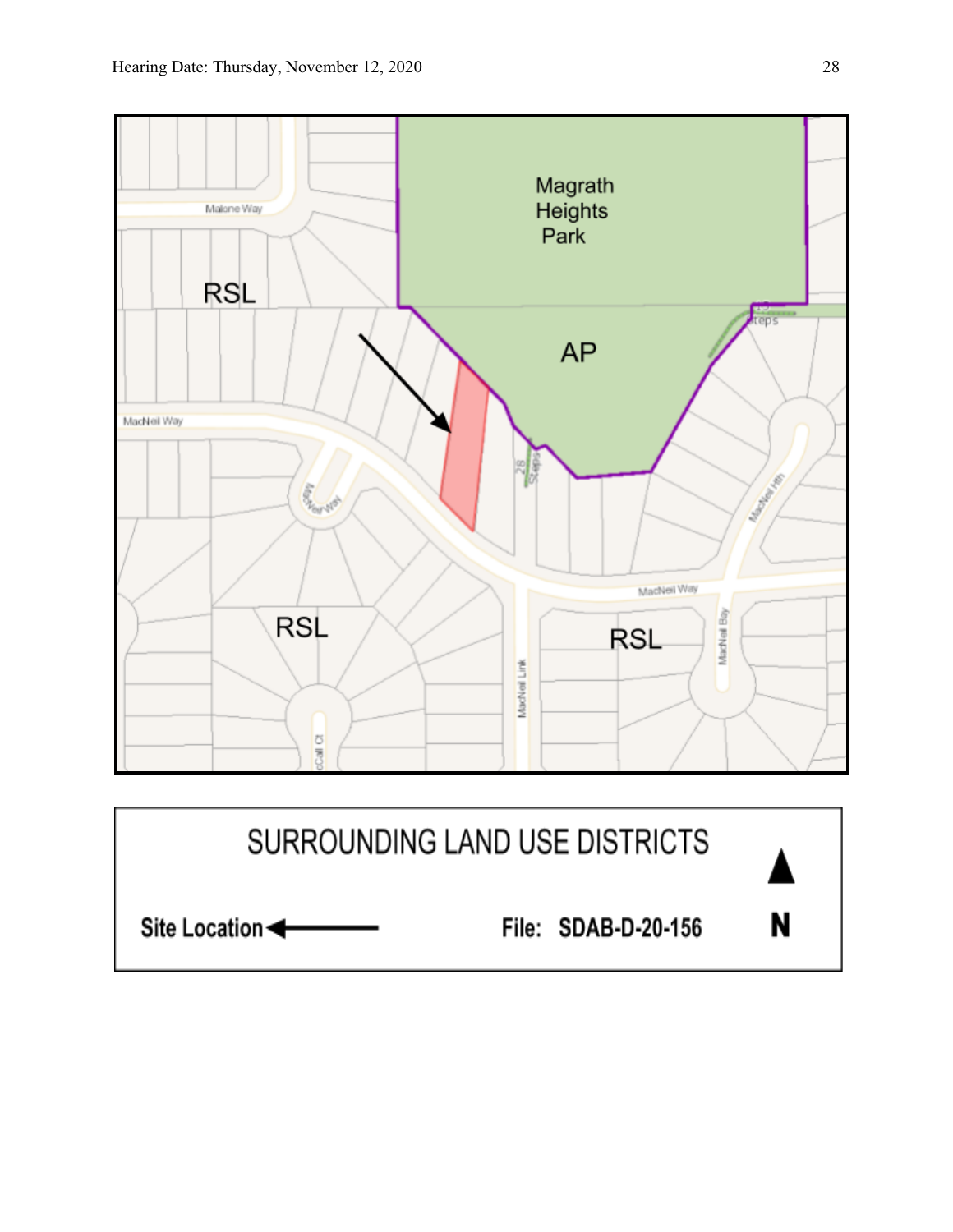Magrath Heights Park

AP

RSL

RSL

RSL

Malone Way

MacNeil Way

MacNeil Way

MacNeil Link

MacNeil Bay

MacNeil Hth

28 Steps

SURROUNDING LAND USE DISTRICTS

Site Location ←

File: SDAB-D-20-156

N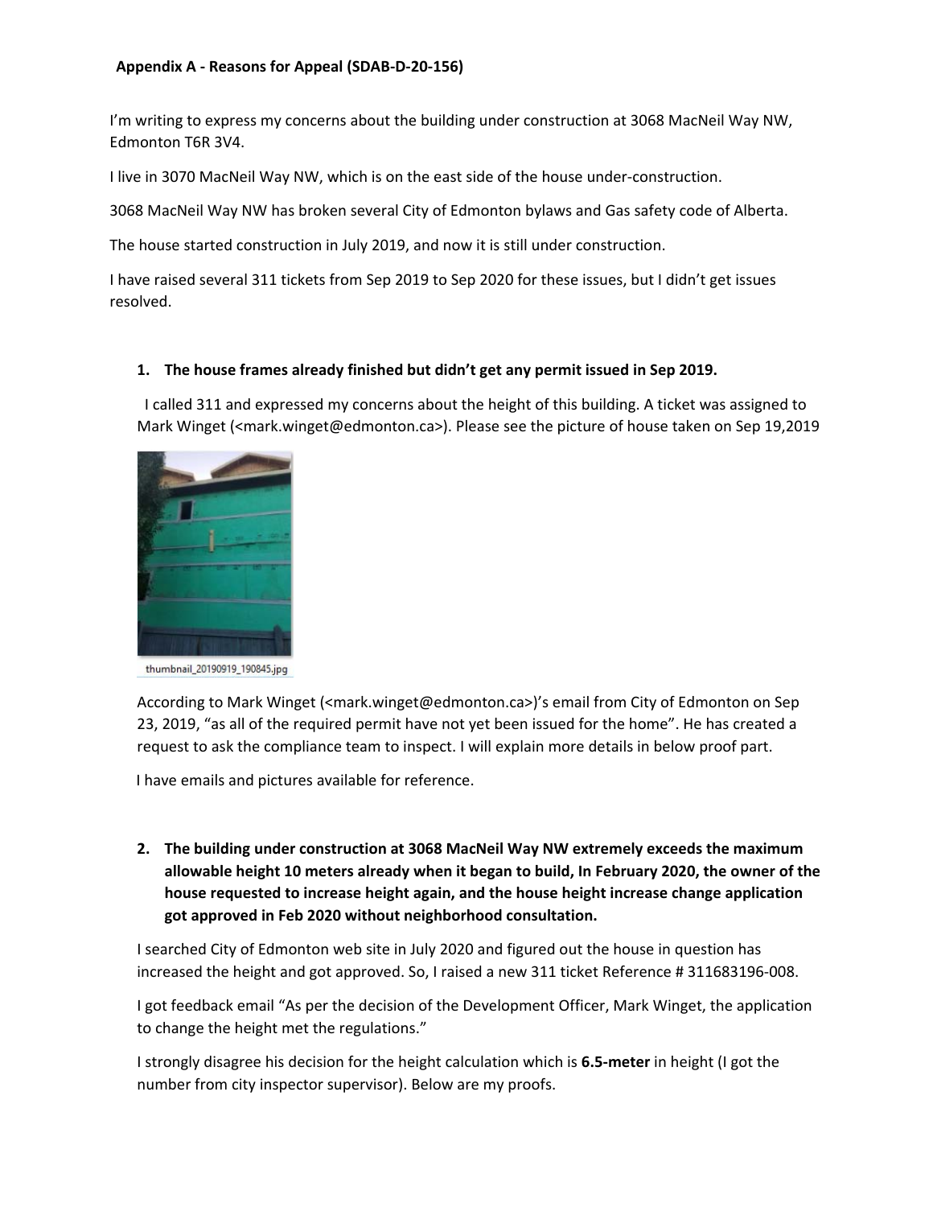**Appendix A - Reasons for Appeal (SDAB-D-20-156)**

I'm writing to express my concerns about the building under construction at 3068 MacNeil Way NW, Edmonton T6R 3V4.

I live in 3070 MacNeil Way NW, which is on the east side of the house under-construction.

3068 MacNeil Way NW has broken several City of Edmonton bylaws and Gas safety code of Alberta.

The house started construction in July 2019, and now it is still under construction.

I have raised several 311 tickets from Sep 2019 to Sep 2020 for these issues, but I didn't get issues resolved.

1. **The house frames already finished but didn't get any permit issued in Sep 2019.**

   I called 311 and expressed my concerns about the height of this building. A ticket was assigned to Mark Winget (<mark.winget@edmonton.ca>). Please see the picture of house taken on Sep 19,2019

   thumbnail_20190919_190845.jpg

   According to Mark Winget (<mark.winget@edmonton.ca>)'s email from City of Edmonton on Sep 23, 2019, "as all of the required permit have not yet been issued for the home". He has created a request to ask the compliance team to inspect. I will explain more details in below proof part.

   I have emails and pictures available for reference.

2. **The building under construction at 3068 MacNeil Way NW extremely exceeds the maximum allowable height 10 meters already when it began to build, In February 2020, the owner of the house requested to increase height again, and the house height increase change application got approved in Feb 2020 without neighborhood consultation.**

   I searched City of Edmonton web site in July 2020 and figured out the house in question has increased the height and got approved. So, I raised a new 311 ticket Reference # 311683196-008.

   I got feedback email "As per the decision of the Development Officer, Mark Winget, the application to change the height met the regulations."

   I strongly disagree his decision for the height calculation which is **6.5-meter** in height (I got the number from city inspector supervisor). Below are my proofs.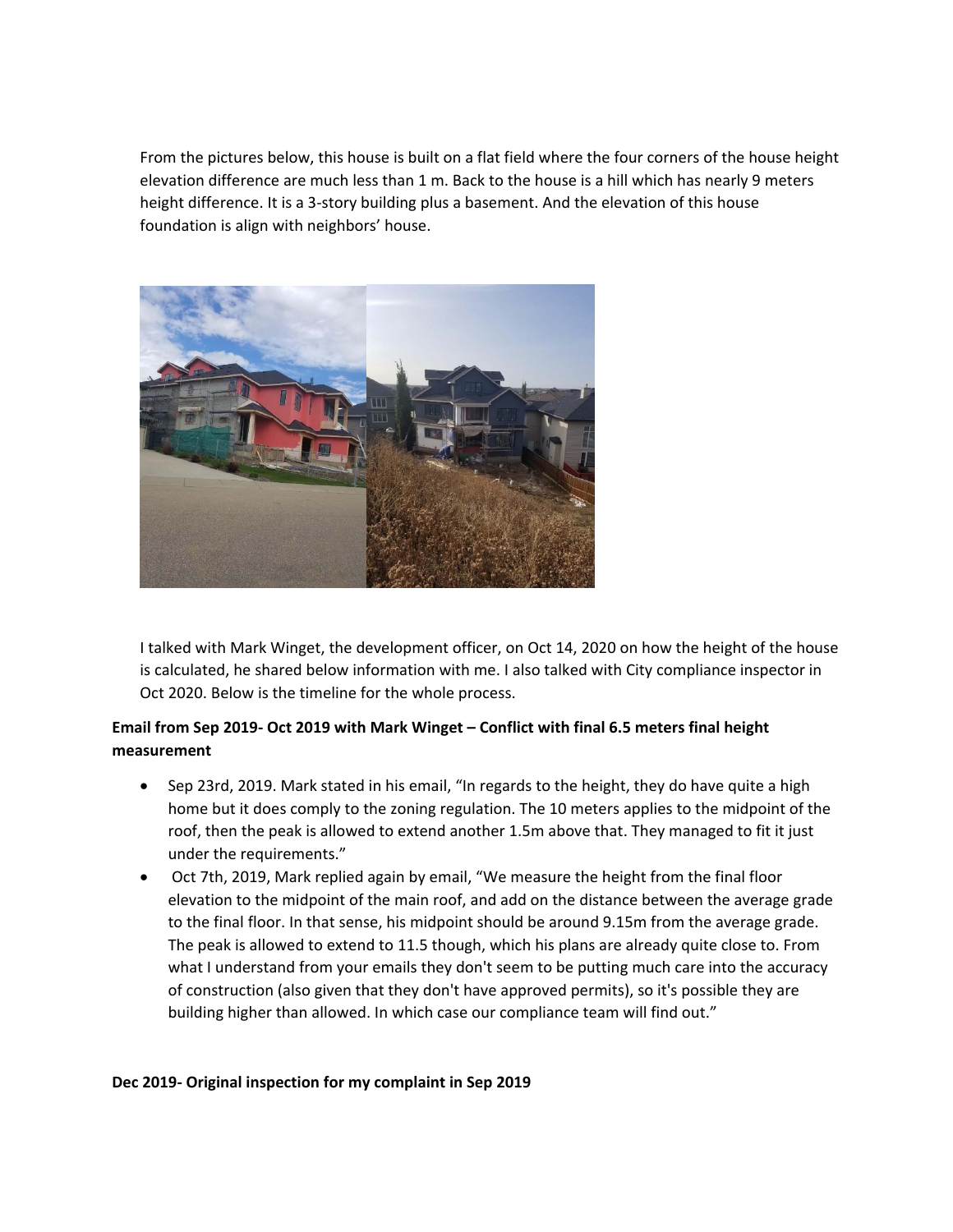From the pictures below, this house is built on a flat field where the four corners of the house height elevation difference are much less than 1 m. Back to the house is a hill which has nearly 9 meters height difference. It is a 3-story building plus a basement. And the elevation of this house foundation is align with neighbors' house.

I talked with Mark Winget, the development officer, on Oct 14, 2020 on how the height of the house is calculated, he shared below information with me. I also talked with City compliance inspector in Oct 2020. Below is the timeline for the whole process.

**Email from Sep 2019- Oct 2019 with Mark Winget – Conflict with final 6.5 meters final height measurement**

- Sep 23rd, 2019. Mark stated in his email, "In regards to the height, they do have quite a high home but it does comply to the zoning regulation. The 10 meters applies to the midpoint of the roof, then the peak is allowed to extend another 1.5m above that. They managed to fit it just under the requirements."
- Oct 7th, 2019, Mark replied again by email, "We measure the height from the final floor elevation to the midpoint of the main roof, and add on the distance between the average grade to the final floor. In that sense, his midpoint should be around 9.15m from the average grade. The peak is allowed to extend to 11.5 though, which his plans are already quite close to. From what I understand from your emails they don't seem to be putting much care into the accuracy of construction (also given that they don't have approved permits), so it's possible they are building higher than allowed. In which case our compliance team will find out."

**Dec 2019- Original inspection for my complaint in Sep 2019**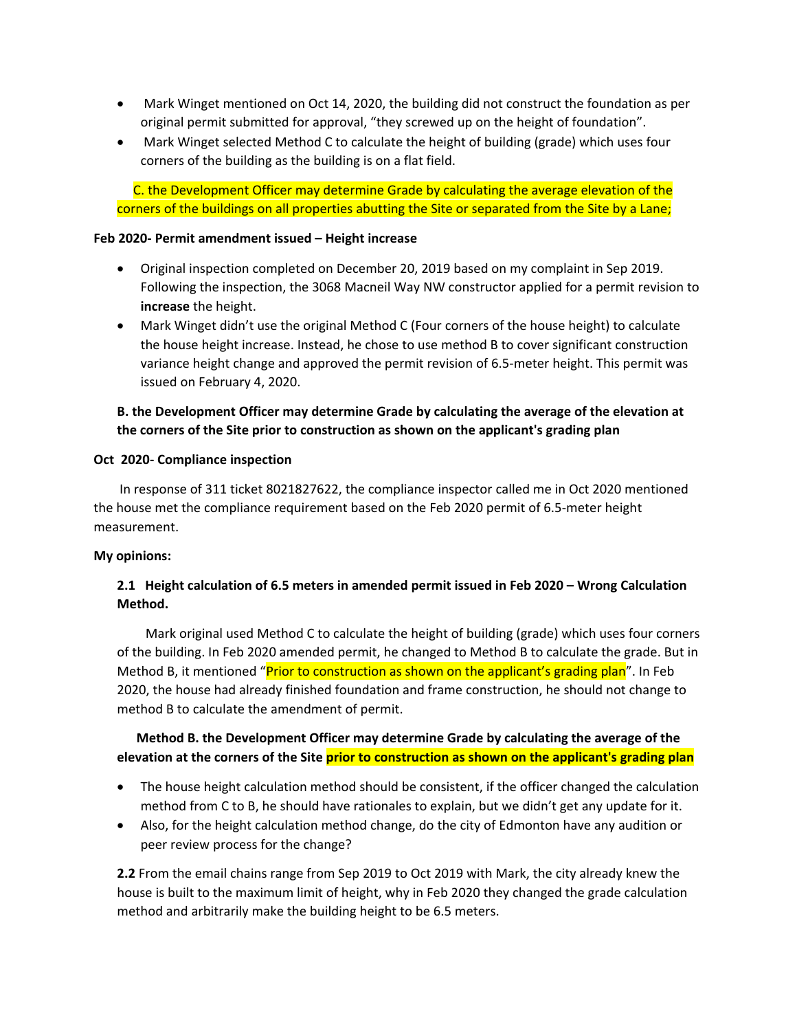- Mark Winget mentioned on Oct 14, 2020, the building did not construct the foundation as per original permit submitted for approval, “they screwed up on the height of foundation”.
- Mark Winget selected Method C to calculate the height of building (grade) which uses four corners of the building as the building is on a flat field.

C. the Development Officer may determine Grade by calculating the average elevation of the corners of the buildings on all properties abutting the Site or separated from the Site by a Lane;

**Feb 2020- Permit amendment issued – Height increase**

- Original inspection completed on December 20, 2019 based on my complaint in Sep 2019. Following the inspection, the 3068 Macneil Way NW constructor applied for a permit revision to **increase** the height.
- Mark Winget didn’t use the original Method C (Four corners of the house height) to calculate the house height increase. Instead, he chose to use method B to cover significant construction variance height change and approved the permit revision of 6.5-meter height. This permit was issued on February 4, 2020.

**B. the Development Officer may determine Grade by calculating the average of the elevation at the corners of the Site prior to construction as shown on the applicant's grading plan**

**Oct 2020- Compliance inspection**

In response of 311 ticket 8021827622, the compliance inspector called me in Oct 2020 mentioned the house met the compliance requirement based on the Feb 2020 permit of 6.5-meter height measurement.

**My opinions:**

**2.1 Height calculation of 6.5 meters in amended permit issued in Feb 2020 – Wrong Calculation Method.**

Mark original used Method C to calculate the height of building (grade) which uses four corners of the building. In Feb 2020 amended permit, he changed to Method B to calculate the grade. But in Method B, it mentioned “Prior to construction as shown on the applicant’s grading plan”. In Feb 2020, the house had already finished foundation and frame construction, he should not change to method B to calculate the amendment of permit.

**Method B. the Development Officer may determine Grade by calculating the average of the elevation at the corners of the Site prior to construction as shown on the applicant's grading plan**

- The house height calculation method should be consistent, if the officer changed the calculation method from C to B, he should have rationales to explain, but we didn’t get any update for it.
- Also, for the height calculation method change, do the city of Edmonton have any audition or peer review process for the change?

**2.2** From the email chains range from Sep 2019 to Oct 2019 with Mark, the city already knew the house is built to the maximum limit of height, why in Feb 2020 they changed the grade calculation method and arbitrarily make the building height to be 6.5 meters.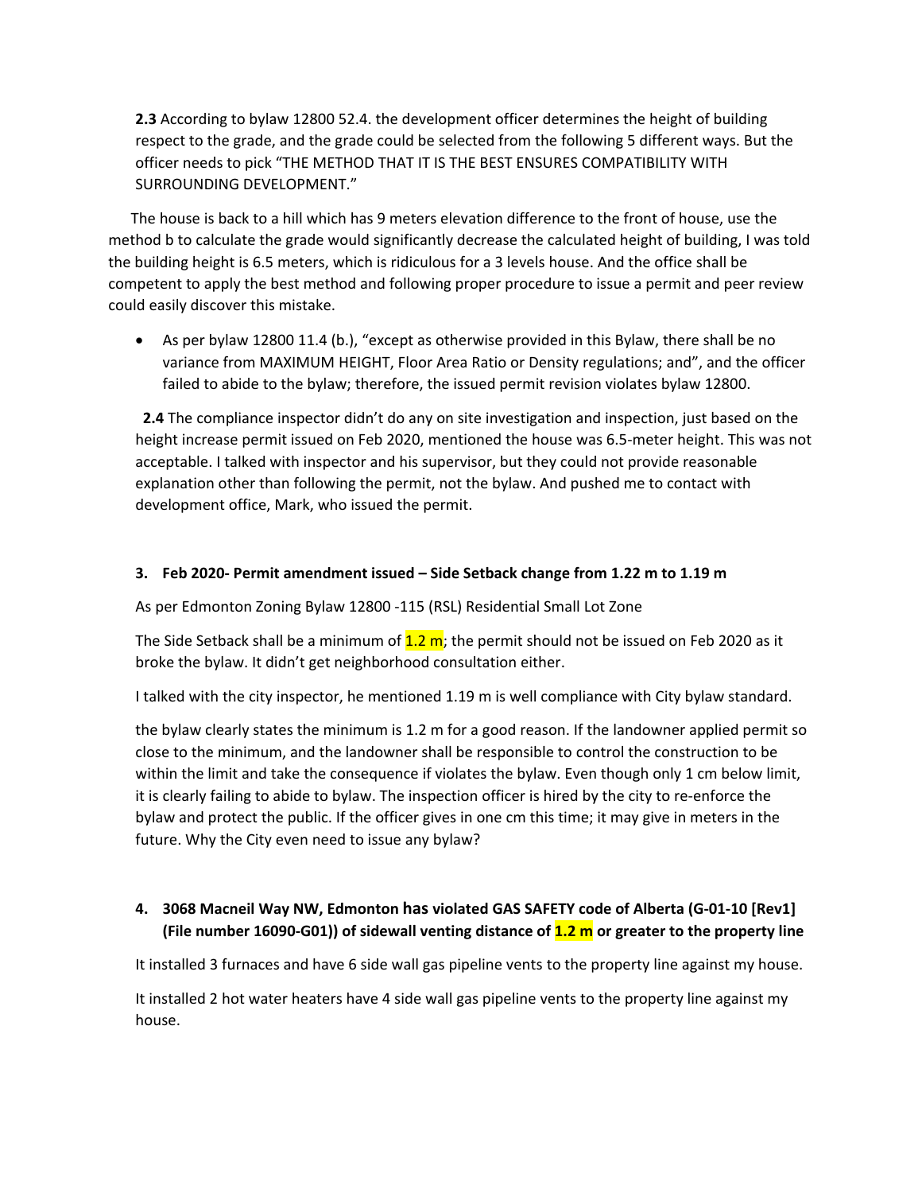**2.3** According to bylaw 12800 52.4. the development officer determines the height of building respect to the grade, and the grade could be selected from the following 5 different ways. But the officer needs to pick "THE METHOD THAT IT IS THE BEST ENSURES COMPATIBILITY WITH SURROUNDING DEVELOPMENT."

The house is back to a hill which has 9 meters elevation difference to the front of house, use the method b to calculate the grade would significantly decrease the calculated height of building, I was told the building height is 6.5 meters, which is ridiculous for a 3 levels house. And the office shall be competent to apply the best method and following proper procedure to issue a permit and peer review could easily discover this mistake.

- As per bylaw 12800 11.4 (b.), "except as otherwise provided in this Bylaw, there shall be no variance from MAXIMUM HEIGHT, Floor Area Ratio or Density regulations; and", and the officer failed to abide to the bylaw; therefore, the issued permit revision violates bylaw 12800.

**2.4** The compliance inspector didn't do any on site investigation and inspection, just based on the height increase permit issued on Feb 2020, mentioned the house was 6.5-meter height. This was not acceptable. I talked with inspector and his supervisor, but they could not provide reasonable explanation other than following the permit, not the bylaw. And pushed me to contact with development office, Mark, who issued the permit.

**3. Feb 2020- Permit amendment issued – Side Setback change from 1.22 m to 1.19 m**

As per Edmonton Zoning Bylaw 12800 -115 (RSL) Residential Small Lot Zone

The Side Setback shall be a minimum of 1.2 m; the permit should not be issued on Feb 2020 as it broke the bylaw. It didn't get neighborhood consultation either.

I talked with the city inspector, he mentioned 1.19 m is well compliance with City bylaw standard.

the bylaw clearly states the minimum is 1.2 m for a good reason. If the landowner applied permit so close to the minimum, and the landowner shall be responsible to control the construction to be within the limit and take the consequence if violates the bylaw. Even though only 1 cm below limit, it is clearly failing to abide to bylaw. The inspection officer is hired by the city to re-enforce the bylaw and protect the public. If the officer gives in one cm this time; it may give in meters in the future. Why the City even need to issue any bylaw?

**4. 3068 Macneil Way NW, Edmonton has violated GAS SAFETY code of Alberta (G-01-10 [Rev1] (File number 16090-G01)) of sidewall venting distance of 1.2 m or greater to the property line**

It installed 3 furnaces and have 6 side wall gas pipeline vents to the property line against my house.

It installed 2 hot water heaters have 4 side wall gas pipeline vents to the property line against my house.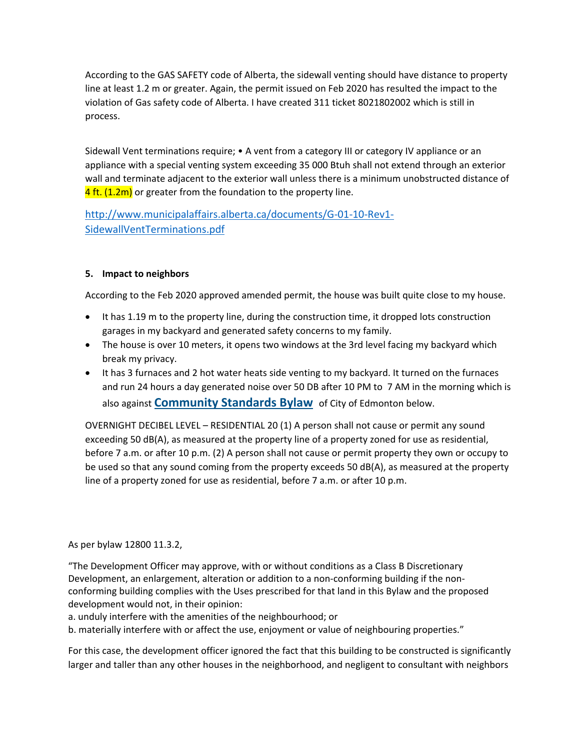According to the GAS SAFETY code of Alberta, the sidewall venting should have distance to property line at least 1.2 m or greater. Again, the permit issued on Feb 2020 has resulted the impact to the violation of Gas safety code of Alberta. I have created 311 ticket 8021802002 which is still in process.

Sidewall Vent terminations require; • A vent from a category III or category IV appliance or an appliance with a special venting system exceeding 35 000 Btuh shall not extend through an exterior wall and terminate adjacent to the exterior wall unless there is a minimum unobstructed distance of 4 ft. (1.2m) or greater from the foundation to the property line.

[http://www.municipalaffairs.alberta.ca/documents/G-01-10-Rev1-SidewallVentTerminations.pdf](http://www.municipalaffairs.alberta.ca/documents/G-01-10-Rev1-SidewallVentTerminations.pdf)

**5. Impact to neighbors**

According to the Feb 2020 approved amended permit, the house was built quite close to my house.

- It has 1.19 m to the property line, during the construction time, it dropped lots construction garages in my backyard and generated safety concerns to my family.
- The house is over 10 meters, it opens two windows at the 3rd level facing my backyard which break my privacy.
- It has 3 furnaces and 2 hot water heats side venting to my backyard. It turned on the furnaces and run 24 hours a day generated noise over 50 DB after 10 PM to 7 AM in the morning which is also against **Community Standards Bylaw** of City of Edmonton below.

OVERNIGHT DECIBEL LEVEL – RESIDENTIAL 20 (1) A person shall not cause or permit any sound exceeding 50 dB(A), as measured at the property line of a property zoned for use as residential, before 7 a.m. or after 10 p.m. (2) A person shall not cause or permit property they own or occupy to be used so that any sound coming from the property exceeds 50 dB(A), as measured at the property line of a property zoned for use as residential, before 7 a.m. or after 10 p.m.

As per bylaw 12800 11.3.2,

"The Development Officer may approve, with or without conditions as a Class B Discretionary Development, an enlargement, alteration or addition to a non-conforming building if the non-conforming building complies with the Uses prescribed for that land in this Bylaw and the proposed development would not, in their opinion:
a. unduly interfere with the amenities of the neighbourhood; or
b. materially interfere with or affect the use, enjoyment or value of neighbouring properties."

For this case, the development officer ignored the fact that this building to be constructed is significantly larger and taller than any other houses in the neighborhood, and negligent to consultant with neighbors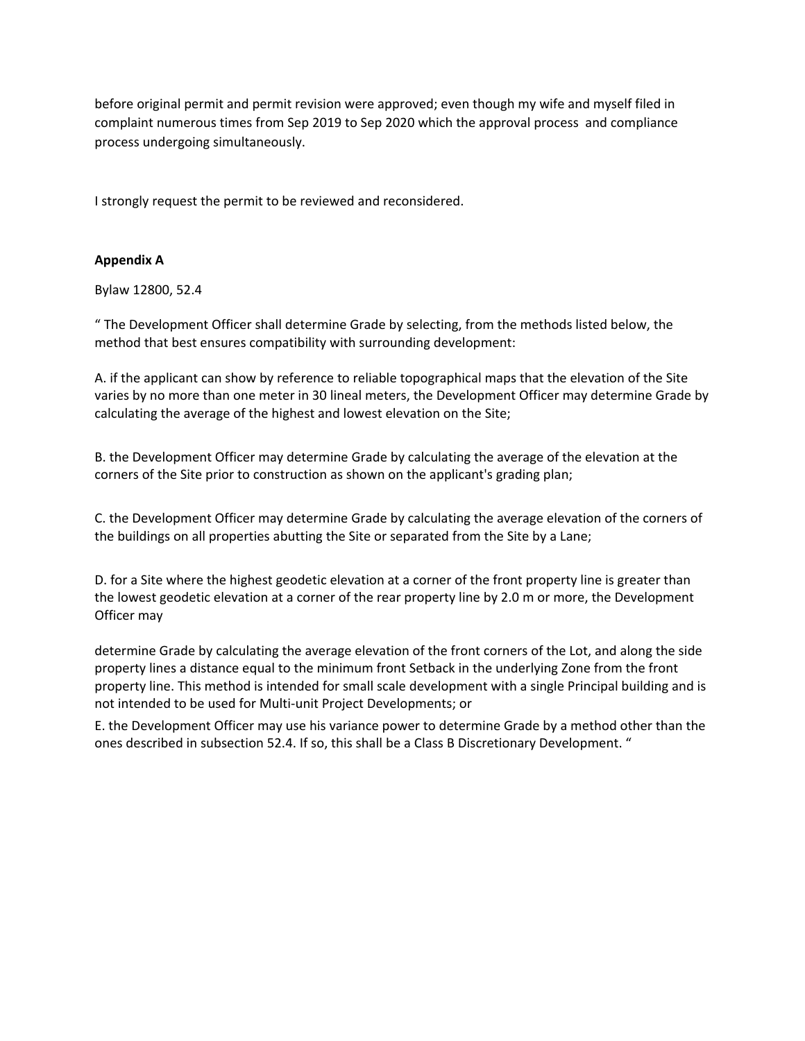before original permit and permit revision were approved; even though my wife and myself filed in complaint numerous times from Sep 2019 to Sep 2020 which the approval process and compliance process undergoing simultaneously.

I strongly request the permit to be reviewed and reconsidered.

**Appendix A**

Bylaw 12800, 52.4

" The Development Officer shall determine Grade by selecting, from the methods listed below, the method that best ensures compatibility with surrounding development:

A. if the applicant can show by reference to reliable topographical maps that the elevation of the Site varies by no more than one meter in 30 lineal meters, the Development Officer may determine Grade by calculating the average of the highest and lowest elevation on the Site;

B. the Development Officer may determine Grade by calculating the average of the elevation at the corners of the Site prior to construction as shown on the applicant's grading plan;

C. the Development Officer may determine Grade by calculating the average elevation of the corners of the buildings on all properties abutting the Site or separated from the Site by a Lane;

D. for a Site where the highest geodetic elevation at a corner of the front property line is greater than the lowest geodetic elevation at a corner of the rear property line by 2.0 m or more, the Development Officer may

determine Grade by calculating the average elevation of the front corners of the Lot, and along the side property lines a distance equal to the minimum front Setback in the underlying Zone from the front property line. This method is intended for small scale development with a single Principal building and is not intended to be used for Multi-unit Project Developments; or

E. the Development Officer may use his variance power to determine Grade by a method other than the ones described in subsection 52.4. If so, this shall be a Class B Discretionary Development. "